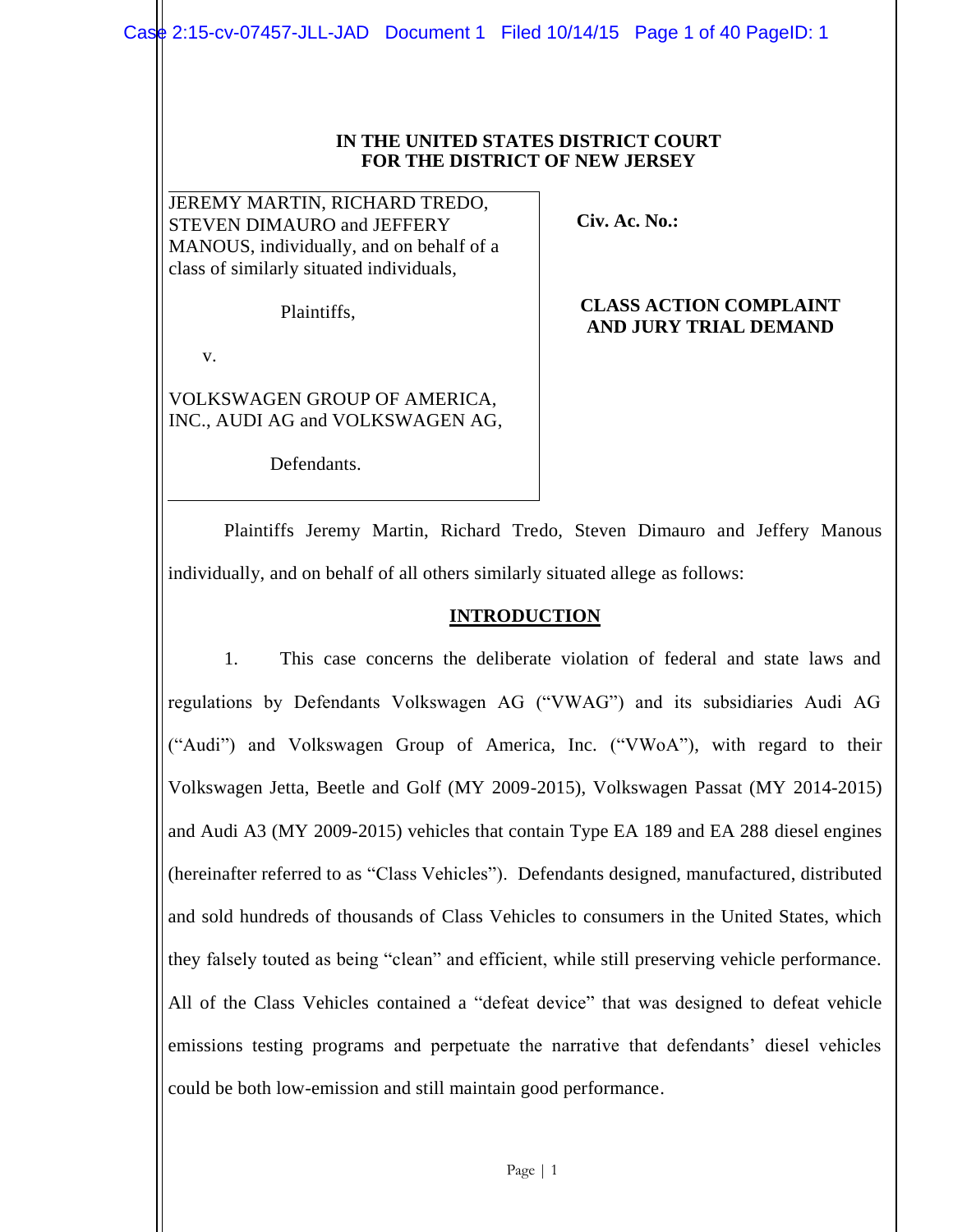**IN THE UNITED STATES DISTRICT COURT**
**FOR THE DISTRICT OF NEW JERSEY**

| | |
|---|---|
| JEREMY MARTIN, RICHARD TREDO, STEVEN DIMAURO and JEFFERY MANOUS, individually, and on behalf of a class of similarly situated individuals,<br><br>Plaintiffs,<br><br>v.<br><br>VOLKSWAGEN GROUP OF AMERICA, INC., AUDI AG and VOLKSWAGEN AG,<br><br>Defendants. | **Civ. Ac. No.:**<br><br>**CLASS ACTION COMPLAINT AND JURY TRIAL DEMAND** |

Plaintiffs Jeremy Martin, Richard Tredo, Steven Dimauro and Jeffery Manous individually, and on behalf of all others similarly situated allege as follows:

## INTRODUCTION

1. This case concerns the deliberate violation of federal and state laws and regulations by Defendants Volkswagen AG ("VWAG") and its subsidiaries Audi AG ("Audi") and Volkswagen Group of America, Inc. ("VWoA"), with regard to their Volkswagen Jetta, Beetle and Golf (MY 2009-2015), Volkswagen Passat (MY 2014-2015) and Audi A3 (MY 2009-2015) vehicles that contain Type EA 189 and EA 288 diesel engines (hereinafter referred to as "Class Vehicles"). Defendants designed, manufactured, distributed and sold hundreds of thousands of Class Vehicles to consumers in the United States, which they falsely touted as being "clean" and efficient, while still preserving vehicle performance. All of the Class Vehicles contained a "defeat device" that was designed to defeat vehicle emissions testing programs and perpetuate the narrative that defendants' diesel vehicles could be both low-emission and still maintain good performance.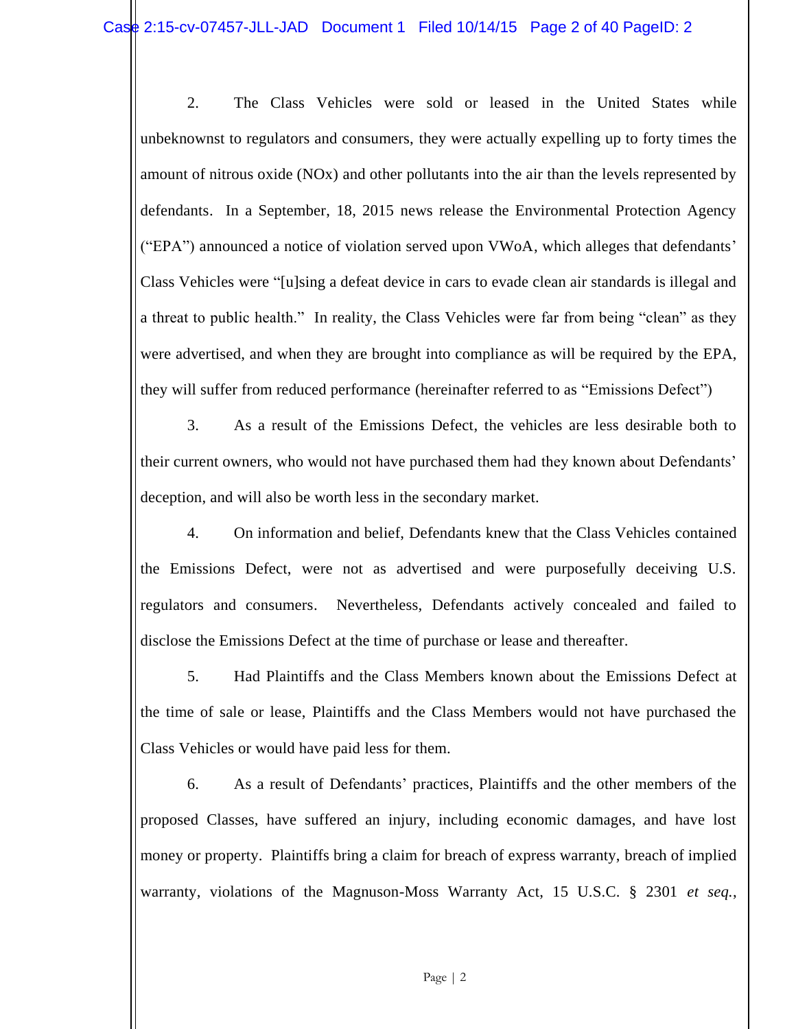2. The Class Vehicles were sold or leased in the United States while unbeknownst to regulators and consumers, they were actually expelling up to forty times the amount of nitrous oxide (NOx) and other pollutants into the air than the levels represented by defendants. In a September, 18, 2015 news release the Environmental Protection Agency ("EPA") announced a notice of violation served upon VWoA, which alleges that defendants' Class Vehicles were "[u]sing a defeat device in cars to evade clean air standards is illegal and a threat to public health." In reality, the Class Vehicles were far from being "clean" as they were advertised, and when they are brought into compliance as will be required by the EPA, they will suffer from reduced performance (hereinafter referred to as "Emissions Defect")

3. As a result of the Emissions Defect, the vehicles are less desirable both to their current owners, who would not have purchased them had they known about Defendants' deception, and will also be worth less in the secondary market.

4. On information and belief, Defendants knew that the Class Vehicles contained the Emissions Defect, were not as advertised and were purposefully deceiving U.S. regulators and consumers. Nevertheless, Defendants actively concealed and failed to disclose the Emissions Defect at the time of purchase or lease and thereafter.

5. Had Plaintiffs and the Class Members known about the Emissions Defect at the time of sale or lease, Plaintiffs and the Class Members would not have purchased the Class Vehicles or would have paid less for them.

6. As a result of Defendants' practices, Plaintiffs and the other members of the proposed Classes, have suffered an injury, including economic damages, and have lost money or property. Plaintiffs bring a claim for breach of express warranty, breach of implied warranty, violations of the Magnuson-Moss Warranty Act, 15 U.S.C. § 2301 *et seq.*,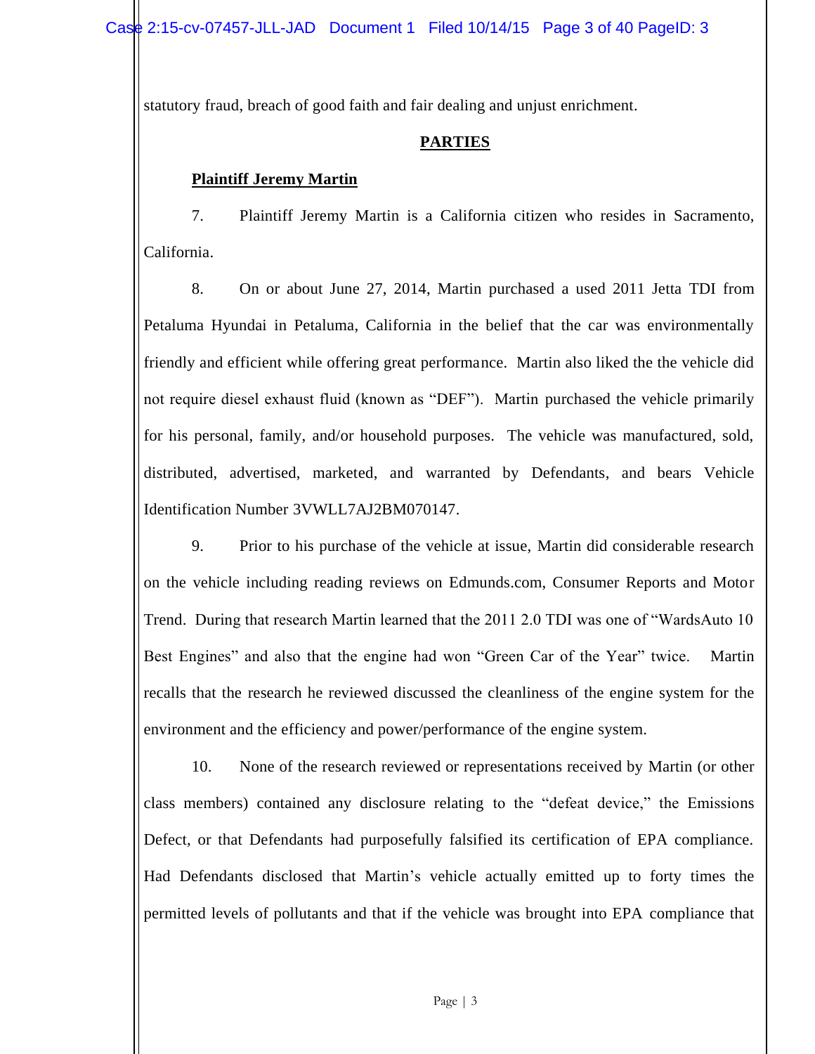statutory fraud, breach of good faith and fair dealing and unjust enrichment.

## PARTIES

### Plaintiff Jeremy Martin

7. Plaintiff Jeremy Martin is a California citizen who resides in Sacramento, California.

8. On or about June 27, 2014, Martin purchased a used 2011 Jetta TDI from Petaluma Hyundai in Petaluma, California in the belief that the car was environmentally friendly and efficient while offering great performance. Martin also liked the the vehicle did not require diesel exhaust fluid (known as "DEF"). Martin purchased the vehicle primarily for his personal, family, and/or household purposes. The vehicle was manufactured, sold, distributed, advertised, marketed, and warranted by Defendants, and bears Vehicle Identification Number 3VWLL7AJ2BM070147.

9. Prior to his purchase of the vehicle at issue, Martin did considerable research on the vehicle including reading reviews on Edmunds.com, Consumer Reports and Motor Trend. During that research Martin learned that the 2011 2.0 TDI was one of "WardsAuto 10 Best Engines" and also that the engine had won "Green Car of the Year" twice. Martin recalls that the research he reviewed discussed the cleanliness of the engine system for the environment and the efficiency and power/performance of the engine system.

10. None of the research reviewed or representations received by Martin (or other class members) contained any disclosure relating to the "defeat device," the Emissions Defect, or that Defendants had purposefully falsified its certification of EPA compliance. Had Defendants disclosed that Martin's vehicle actually emitted up to forty times the permitted levels of pollutants and that if the vehicle was brought into EPA compliance that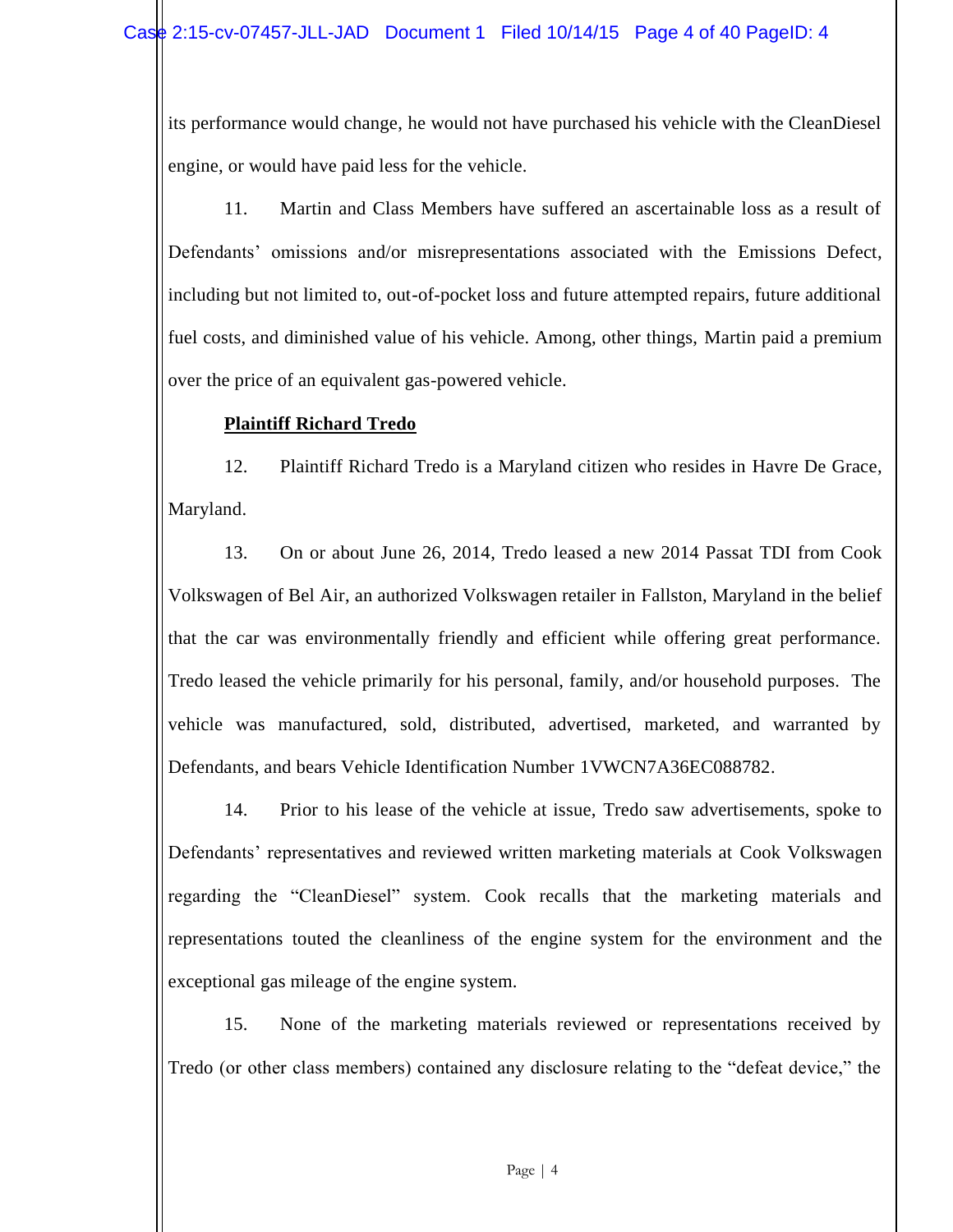its performance would change, he would not have purchased his vehicle with the CleanDiesel engine, or would have paid less for the vehicle.

11. Martin and Class Members have suffered an ascertainable loss as a result of Defendants' omissions and/or misrepresentations associated with the Emissions Defect, including but not limited to, out-of-pocket loss and future attempted repairs, future additional fuel costs, and diminished value of his vehicle. Among, other things, Martin paid a premium over the price of an equivalent gas-powered vehicle.

**Plaintiff Richard Tredo**

12. Plaintiff Richard Tredo is a Maryland citizen who resides in Havre De Grace, Maryland.

13. On or about June 26, 2014, Tredo leased a new 2014 Passat TDI from Cook Volkswagen of Bel Air, an authorized Volkswagen retailer in Fallston, Maryland in the belief that the car was environmentally friendly and efficient while offering great performance. Tredo leased the vehicle primarily for his personal, family, and/or household purposes. The vehicle was manufactured, sold, distributed, advertised, marketed, and warranted by Defendants, and bears Vehicle Identification Number 1VWCN7A36EC088782.

14. Prior to his lease of the vehicle at issue, Tredo saw advertisements, spoke to Defendants' representatives and reviewed written marketing materials at Cook Volkswagen regarding the "CleanDiesel" system. Cook recalls that the marketing materials and representations touted the cleanliness of the engine system for the environment and the exceptional gas mileage of the engine system.

15. None of the marketing materials reviewed or representations received by Tredo (or other class members) contained any disclosure relating to the "defeat device," the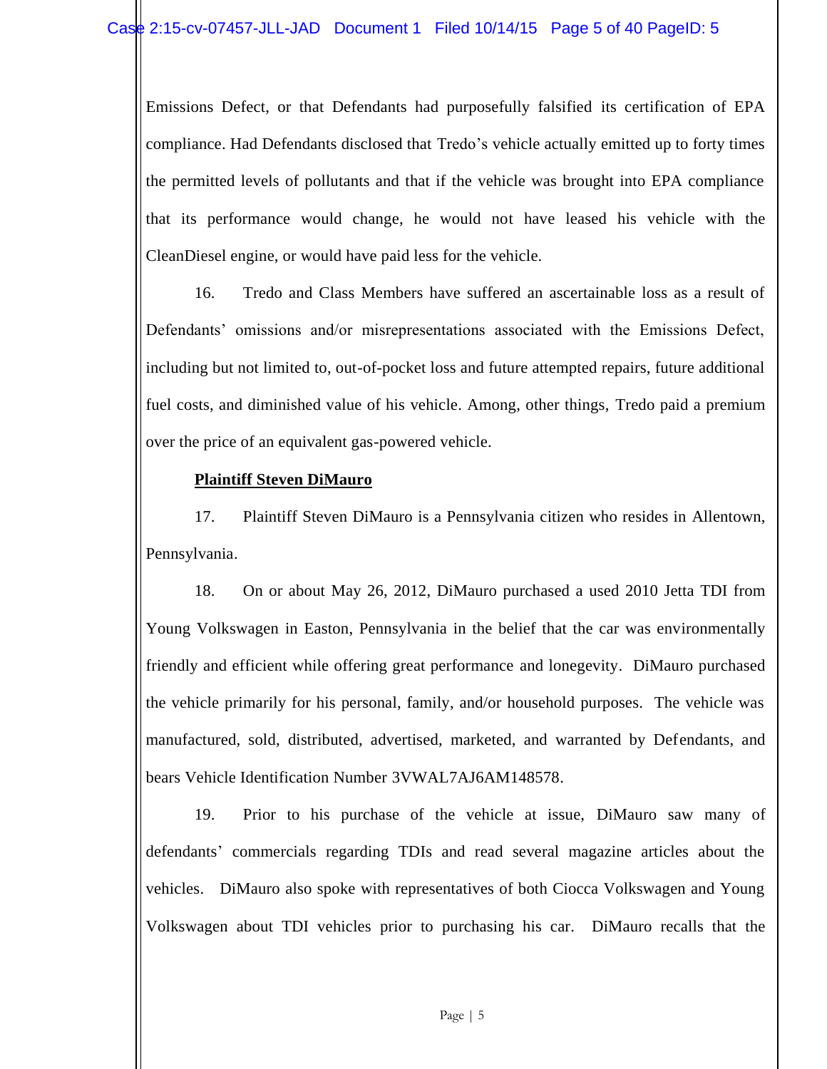Emissions Defect, or that Defendants had purposefully falsified its certification of EPA compliance. Had Defendants disclosed that Tredo's vehicle actually emitted up to forty times the permitted levels of pollutants and that if the vehicle was brought into EPA compliance that its performance would change, he would not have leased his vehicle with the CleanDiesel engine, or would have paid less for the vehicle.

16. Tredo and Class Members have suffered an ascertainable loss as a result of Defendants' omissions and/or misrepresentations associated with the Emissions Defect, including but not limited to, out-of-pocket loss and future attempted repairs, future additional fuel costs, and diminished value of his vehicle. Among, other things, Tredo paid a premium over the price of an equivalent gas-powered vehicle.

**Plaintiff Steven DiMauro**

17. Plaintiff Steven DiMauro is a Pennsylvania citizen who resides in Allentown, Pennsylvania.

18. On or about May 26, 2012, DiMauro purchased a used 2010 Jetta TDI from Young Volkswagen in Easton, Pennsylvania in the belief that the car was environmentally friendly and efficient while offering great performance and lonegevity. DiMauro purchased the vehicle primarily for his personal, family, and/or household purposes. The vehicle was manufactured, sold, distributed, advertised, marketed, and warranted by Defendants, and bears Vehicle Identification Number 3VWAL7AJ6AM148578.

19. Prior to his purchase of the vehicle at issue, DiMauro saw many of defendants' commercials regarding TDIs and read several magazine articles about the vehicles. DiMauro also spoke with representatives of both Ciocca Volkswagen and Young Volkswagen about TDI vehicles prior to purchasing his car. DiMauro recalls that the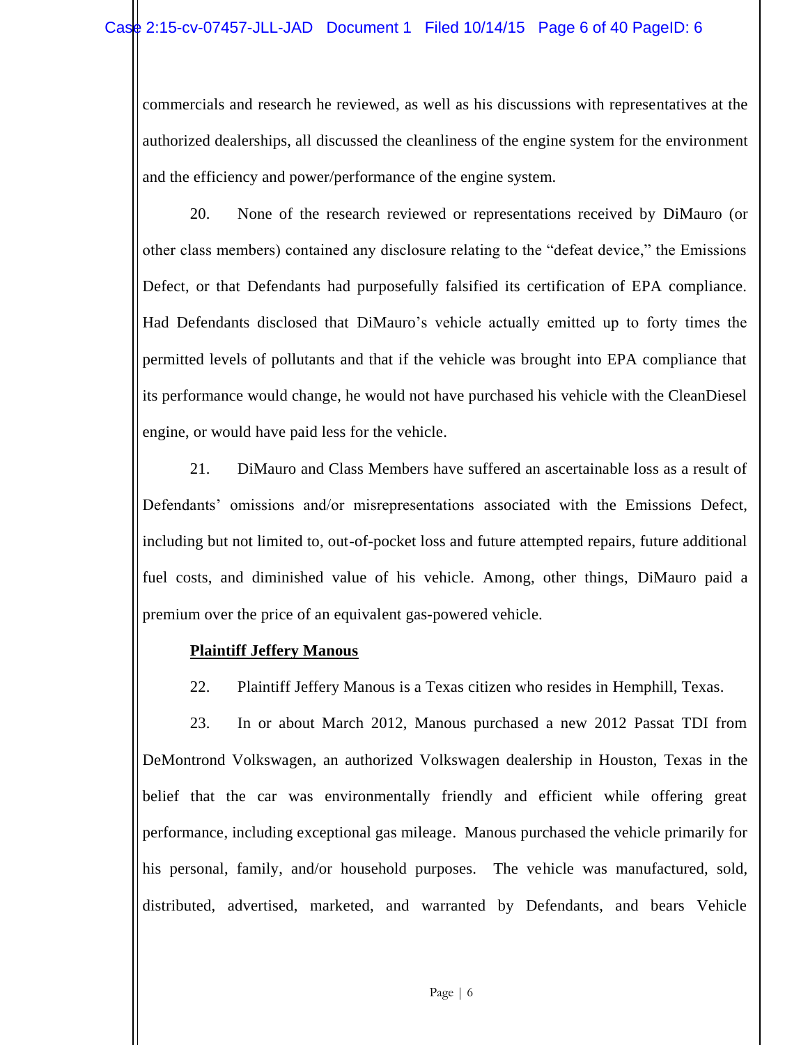commercials and research he reviewed, as well as his discussions with representatives at the authorized dealerships, all discussed the cleanliness of the engine system for the environment and the efficiency and power/performance of the engine system.

20. None of the research reviewed or representations received by DiMauro (or other class members) contained any disclosure relating to the "defeat device," the Emissions Defect, or that Defendants had purposefully falsified its certification of EPA compliance. Had Defendants disclosed that DiMauro's vehicle actually emitted up to forty times the permitted levels of pollutants and that if the vehicle was brought into EPA compliance that its performance would change, he would not have purchased his vehicle with the CleanDiesel engine, or would have paid less for the vehicle.

21. DiMauro and Class Members have suffered an ascertainable loss as a result of Defendants' omissions and/or misrepresentations associated with the Emissions Defect, including but not limited to, out-of-pocket loss and future attempted repairs, future additional fuel costs, and diminished value of his vehicle. Among, other things, DiMauro paid a premium over the price of an equivalent gas-powered vehicle.

**Plaintiff Jeffery Manous**

22. Plaintiff Jeffery Manous is a Texas citizen who resides in Hemphill, Texas.

23. In or about March 2012, Manous purchased a new 2012 Passat TDI from DeMontrond Volkswagen, an authorized Volkswagen dealership in Houston, Texas in the belief that the car was environmentally friendly and efficient while offering great performance, including exceptional gas mileage. Manous purchased the vehicle primarily for his personal, family, and/or household purposes. The vehicle was manufactured, sold, distributed, advertised, marketed, and warranted by Defendants, and bears Vehicle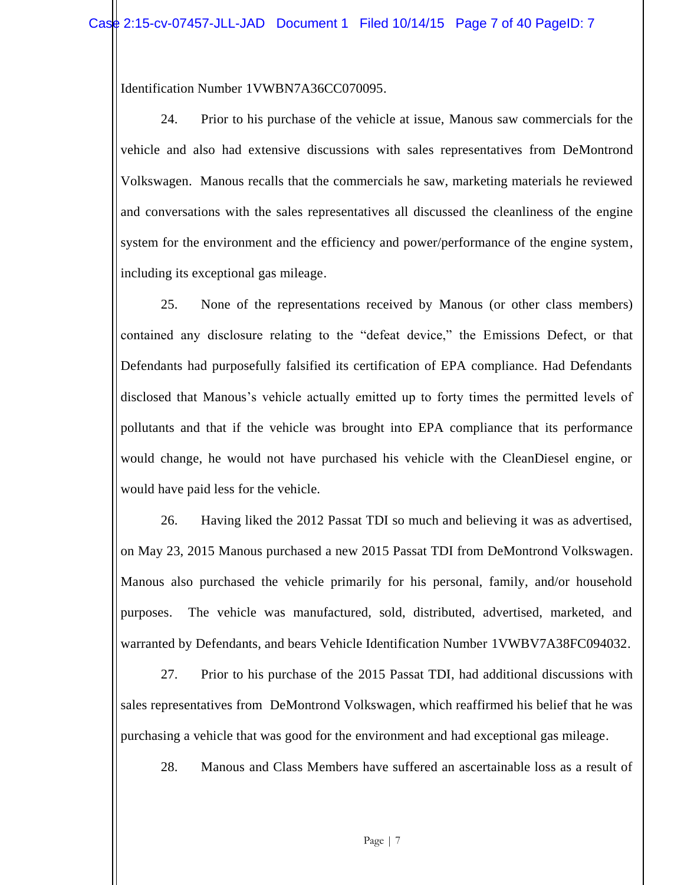Identification Number 1VWBN7A36CC070095.

24. Prior to his purchase of the vehicle at issue, Manous saw commercials for the vehicle and also had extensive discussions with sales representatives from DeMontrond Volkswagen. Manous recalls that the commercials he saw, marketing materials he reviewed and conversations with the sales representatives all discussed the cleanliness of the engine system for the environment and the efficiency and power/performance of the engine system, including its exceptional gas mileage.

25. None of the representations received by Manous (or other class members) contained any disclosure relating to the "defeat device," the Emissions Defect, or that Defendants had purposefully falsified its certification of EPA compliance. Had Defendants disclosed that Manous's vehicle actually emitted up to forty times the permitted levels of pollutants and that if the vehicle was brought into EPA compliance that its performance would change, he would not have purchased his vehicle with the CleanDiesel engine, or would have paid less for the vehicle.

26. Having liked the 2012 Passat TDI so much and believing it was as advertised, on May 23, 2015 Manous purchased a new 2015 Passat TDI from DeMontrond Volkswagen. Manous also purchased the vehicle primarily for his personal, family, and/or household purposes. The vehicle was manufactured, sold, distributed, advertised, marketed, and warranted by Defendants, and bears Vehicle Identification Number 1VWBV7A38FC094032.

27. Prior to his purchase of the 2015 Passat TDI, had additional discussions with sales representatives from DeMontrond Volkswagen, which reaffirmed his belief that he was purchasing a vehicle that was good for the environment and had exceptional gas mileage.

28. Manous and Class Members have suffered an ascertainable loss as a result of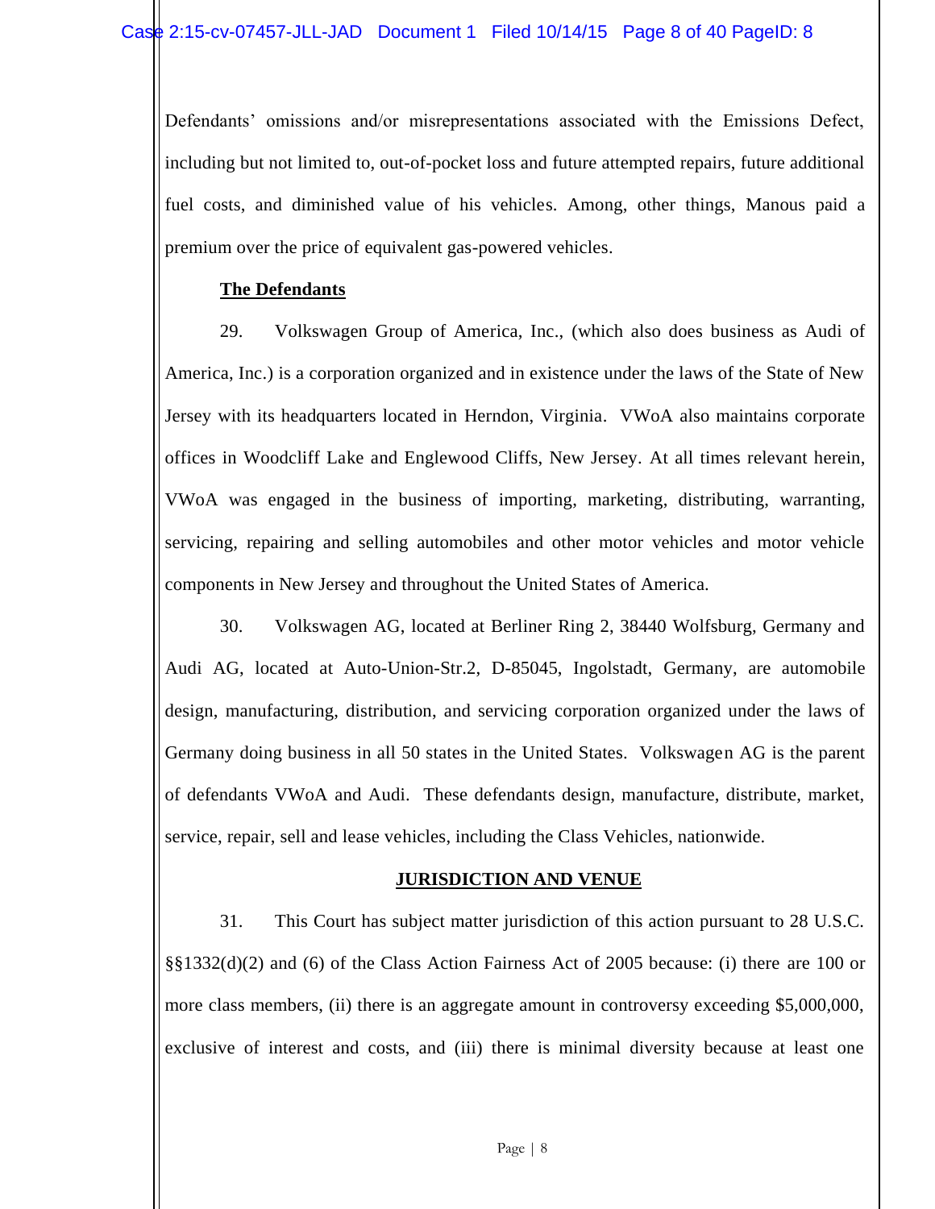Defendants' omissions and/or misrepresentations associated with the Emissions Defect, including but not limited to, out-of-pocket loss and future attempted repairs, future additional fuel costs, and diminished value of his vehicles. Among, other things, Manous paid a premium over the price of equivalent gas-powered vehicles.

**The Defendants**

29. Volkswagen Group of America, Inc., (which also does business as Audi of America, Inc.) is a corporation organized and in existence under the laws of the State of New Jersey with its headquarters located in Herndon, Virginia. VWoA also maintains corporate offices in Woodcliff Lake and Englewood Cliffs, New Jersey. At all times relevant herein, VWoA was engaged in the business of importing, marketing, distributing, warranting, servicing, repairing and selling automobiles and other motor vehicles and motor vehicle components in New Jersey and throughout the United States of America.

30. Volkswagen AG, located at Berliner Ring 2, 38440 Wolfsburg, Germany and Audi AG, located at Auto-Union-Str.2, D-85045, Ingolstadt, Germany, are automobile design, manufacturing, distribution, and servicing corporation organized under the laws of Germany doing business in all 50 states in the United States. Volkswagen AG is the parent of defendants VWoA and Audi. These defendants design, manufacture, distribute, market, service, repair, sell and lease vehicles, including the Class Vehicles, nationwide.

**JURISDICTION AND VENUE**

31. This Court has subject matter jurisdiction of this action pursuant to 28 U.S.C. §§1332(d)(2) and (6) of the Class Action Fairness Act of 2005 because: (i) there are 100 or more class members, (ii) there is an aggregate amount in controversy exceeding $5,000,000, exclusive of interest and costs, and (iii) there is minimal diversity because at least one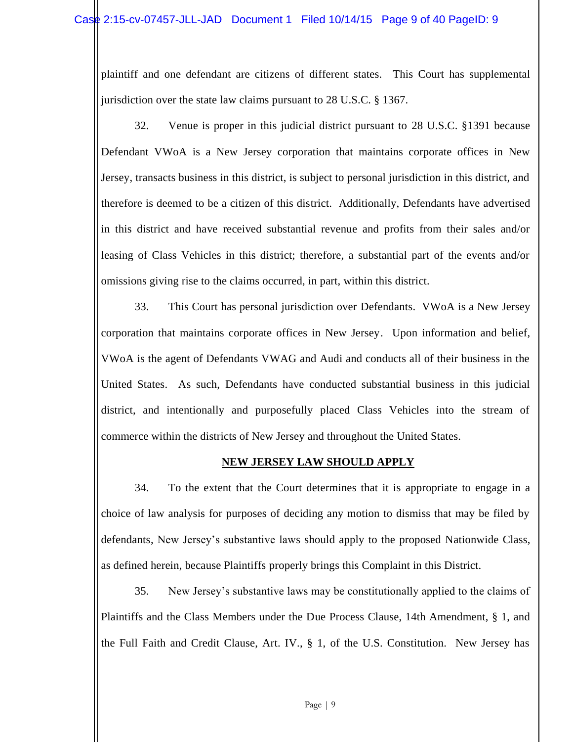plaintiff and one defendant are citizens of different states. This Court has supplemental jurisdiction over the state law claims pursuant to 28 U.S.C. § 1367.

32. Venue is proper in this judicial district pursuant to 28 U.S.C. §1391 because Defendant VWoA is a New Jersey corporation that maintains corporate offices in New Jersey, transacts business in this district, is subject to personal jurisdiction in this district, and therefore is deemed to be a citizen of this district. Additionally, Defendants have advertised in this district and have received substantial revenue and profits from their sales and/or leasing of Class Vehicles in this district; therefore, a substantial part of the events and/or omissions giving rise to the claims occurred, in part, within this district.

33. This Court has personal jurisdiction over Defendants. VWoA is a New Jersey corporation that maintains corporate offices in New Jersey. Upon information and belief, VWoA is the agent of Defendants VWAG and Audi and conducts all of their business in the United States. As such, Defendants have conducted substantial business in this judicial district, and intentionally and purposefully placed Class Vehicles into the stream of commerce within the districts of New Jersey and throughout the United States.

**NEW JERSEY LAW SHOULD APPLY**

34. To the extent that the Court determines that it is appropriate to engage in a choice of law analysis for purposes of deciding any motion to dismiss that may be filed by defendants, New Jersey's substantive laws should apply to the proposed Nationwide Class, as defined herein, because Plaintiffs properly brings this Complaint in this District.

35. New Jersey's substantive laws may be constitutionally applied to the claims of Plaintiffs and the Class Members under the Due Process Clause, 14th Amendment, § 1, and the Full Faith and Credit Clause, Art. IV., § 1, of the U.S. Constitution. New Jersey has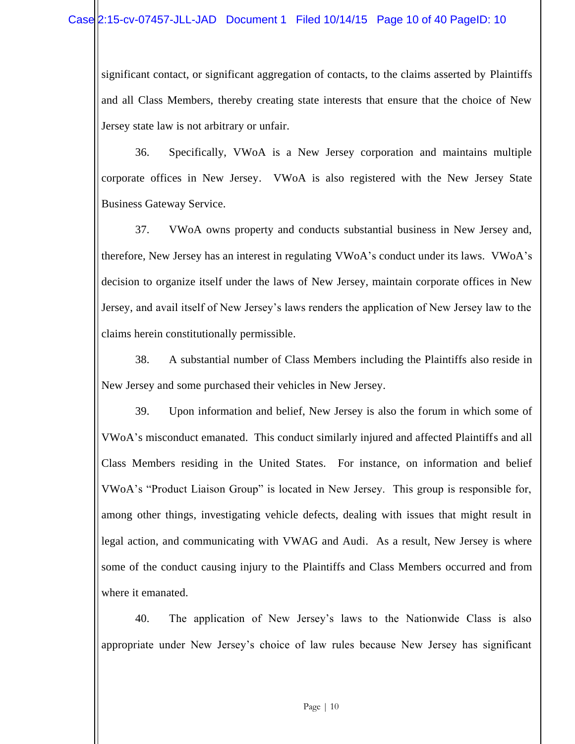significant contact, or significant aggregation of contacts, to the claims asserted by Plaintiffs and all Class Members, thereby creating state interests that ensure that the choice of New Jersey state law is not arbitrary or unfair.

36. Specifically, VWoA is a New Jersey corporation and maintains multiple corporate offices in New Jersey. VWoA is also registered with the New Jersey State Business Gateway Service.

37. VWoA owns property and conducts substantial business in New Jersey and, therefore, New Jersey has an interest in regulating VWoA's conduct under its laws. VWoA's decision to organize itself under the laws of New Jersey, maintain corporate offices in New Jersey, and avail itself of New Jersey's laws renders the application of New Jersey law to the claims herein constitutionally permissible.

38. A substantial number of Class Members including the Plaintiffs also reside in New Jersey and some purchased their vehicles in New Jersey.

39. Upon information and belief, New Jersey is also the forum in which some of VWoA's misconduct emanated. This conduct similarly injured and affected Plaintiffs and all Class Members residing in the United States. For instance, on information and belief VWoA's "Product Liaison Group" is located in New Jersey. This group is responsible for, among other things, investigating vehicle defects, dealing with issues that might result in legal action, and communicating with VWAG and Audi. As a result, New Jersey is where some of the conduct causing injury to the Plaintiffs and Class Members occurred and from where it emanated.

40. The application of New Jersey's laws to the Nationwide Class is also appropriate under New Jersey's choice of law rules because New Jersey has significant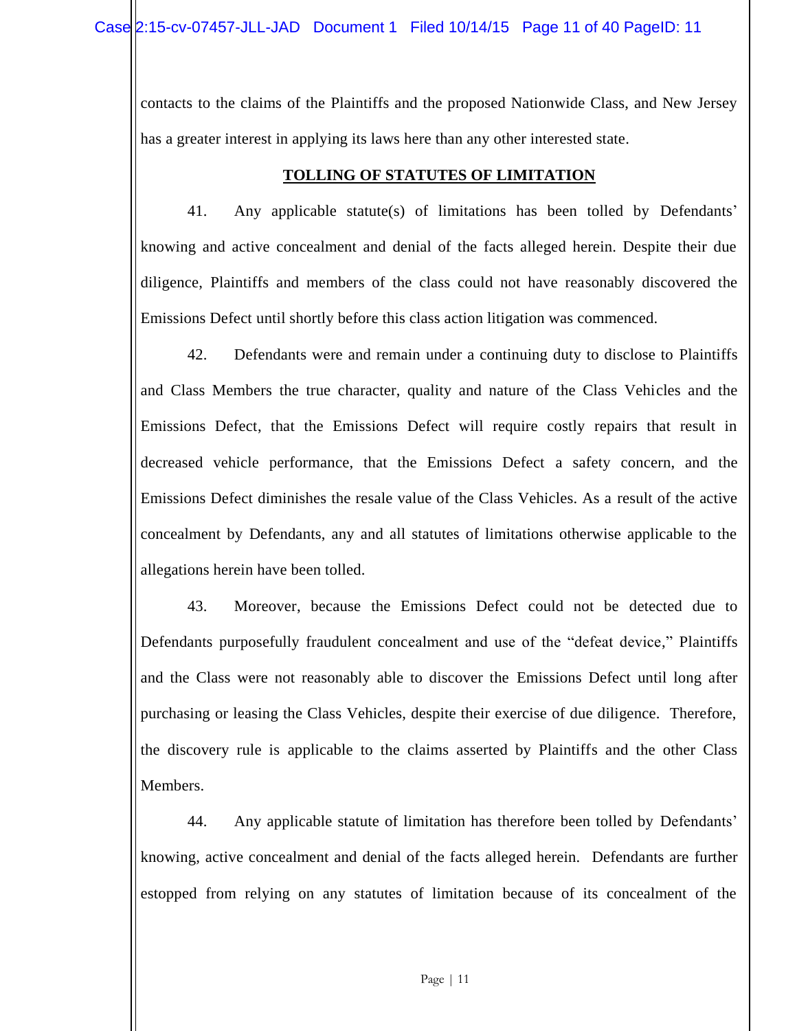contacts to the claims of the Plaintiffs and the proposed Nationwide Class, and New Jersey has a greater interest in applying its laws here than any other interested state.

## TOLLING OF STATUTES OF LIMITATION

41. Any applicable statute(s) of limitations has been tolled by Defendants' knowing and active concealment and denial of the facts alleged herein. Despite their due diligence, Plaintiffs and members of the class could not have reasonably discovered the Emissions Defect until shortly before this class action litigation was commenced.

42. Defendants were and remain under a continuing duty to disclose to Plaintiffs and Class Members the true character, quality and nature of the Class Vehicles and the Emissions Defect, that the Emissions Defect will require costly repairs that result in decreased vehicle performance, that the Emissions Defect a safety concern, and the Emissions Defect diminishes the resale value of the Class Vehicles. As a result of the active concealment by Defendants, any and all statutes of limitations otherwise applicable to the allegations herein have been tolled.

43. Moreover, because the Emissions Defect could not be detected due to Defendants purposefully fraudulent concealment and use of the "defeat device," Plaintiffs and the Class were not reasonably able to discover the Emissions Defect until long after purchasing or leasing the Class Vehicles, despite their exercise of due diligence. Therefore, the discovery rule is applicable to the claims asserted by Plaintiffs and the other Class Members.

44. Any applicable statute of limitation has therefore been tolled by Defendants' knowing, active concealment and denial of the facts alleged herein. Defendants are further estopped from relying on any statutes of limitation because of its concealment of the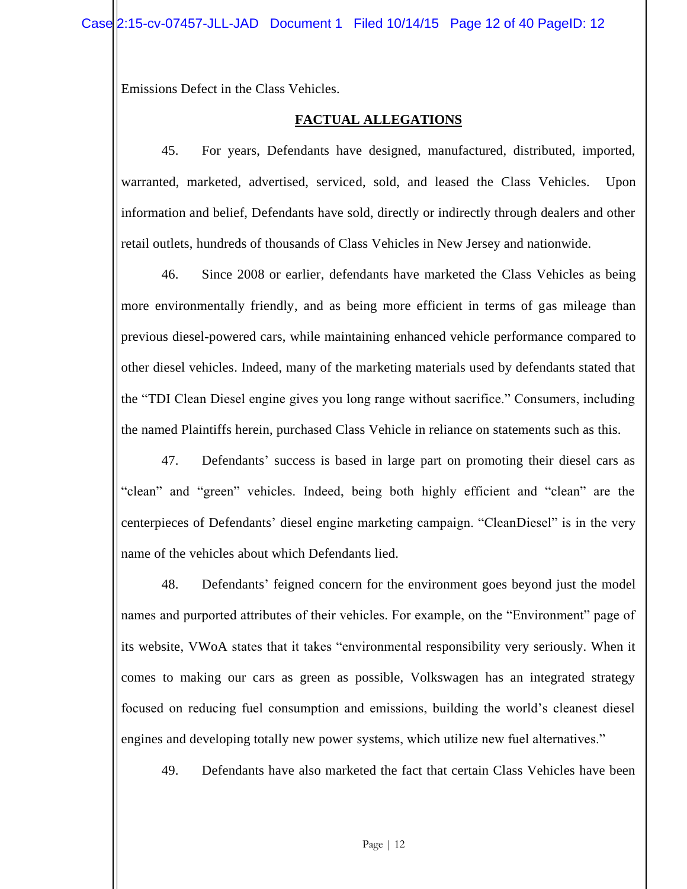Emissions Defect in the Class Vehicles.

## FACTUAL ALLEGATIONS

45. For years, Defendants have designed, manufactured, distributed, imported, warranted, marketed, advertised, serviced, sold, and leased the Class Vehicles. Upon information and belief, Defendants have sold, directly or indirectly through dealers and other retail outlets, hundreds of thousands of Class Vehicles in New Jersey and nationwide.

46. Since 2008 or earlier, defendants have marketed the Class Vehicles as being more environmentally friendly, and as being more efficient in terms of gas mileage than previous diesel-powered cars, while maintaining enhanced vehicle performance compared to other diesel vehicles. Indeed, many of the marketing materials used by defendants stated that the "TDI Clean Diesel engine gives you long range without sacrifice." Consumers, including the named Plaintiffs herein, purchased Class Vehicle in reliance on statements such as this.

47. Defendants' success is based in large part on promoting their diesel cars as "clean" and "green" vehicles. Indeed, being both highly efficient and "clean" are the centerpieces of Defendants' diesel engine marketing campaign. "CleanDiesel" is in the very name of the vehicles about which Defendants lied.

48. Defendants' feigned concern for the environment goes beyond just the model names and purported attributes of their vehicles. For example, on the "Environment" page of its website, VWoA states that it takes "environmental responsibility very seriously. When it comes to making our cars as green as possible, Volkswagen has an integrated strategy focused on reducing fuel consumption and emissions, building the world's cleanest diesel engines and developing totally new power systems, which utilize new fuel alternatives."

49. Defendants have also marketed the fact that certain Class Vehicles have been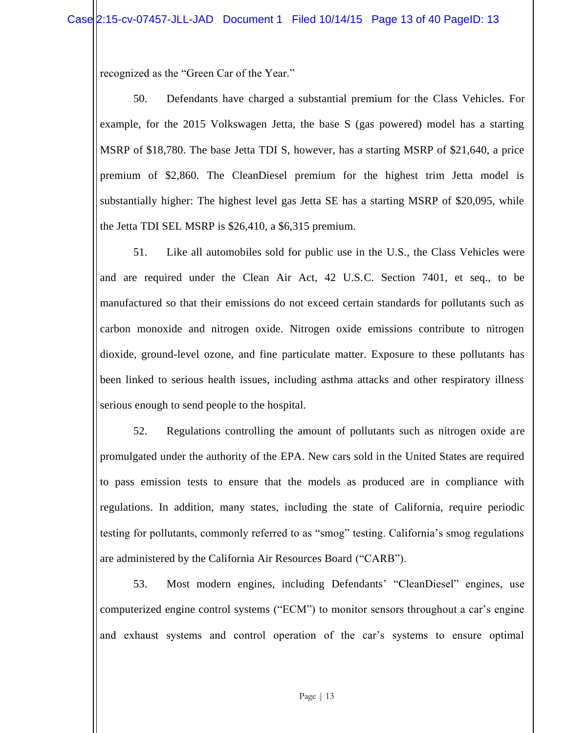recognized as the "Green Car of the Year."

50. Defendants have charged a substantial premium for the Class Vehicles. For example, for the 2015 Volkswagen Jetta, the base S (gas powered) model has a starting MSRP of $18,780. The base Jetta TDI S, however, has a starting MSRP of $21,640, a price premium of $2,860. The CleanDiesel premium for the highest trim Jetta model is substantially higher: The highest level gas Jetta SE has a starting MSRP of $20,095, while the Jetta TDI SEL MSRP is $26,410, a $6,315 premium.

51. Like all automobiles sold for public use in the U.S., the Class Vehicles were and are required under the Clean Air Act, 42 U.S.C. Section 7401, et seq., to be manufactured so that their emissions do not exceed certain standards for pollutants such as carbon monoxide and nitrogen oxide. Nitrogen oxide emissions contribute to nitrogen dioxide, ground-level ozone, and fine particulate matter. Exposure to these pollutants has been linked to serious health issues, including asthma attacks and other respiratory illness serious enough to send people to the hospital.

52. Regulations controlling the amount of pollutants such as nitrogen oxide are promulgated under the authority of the EPA. New cars sold in the United States are required to pass emission tests to ensure that the models as produced are in compliance with regulations. In addition, many states, including the state of California, require periodic testing for pollutants, commonly referred to as "smog" testing. California's smog regulations are administered by the California Air Resources Board ("CARB").

53. Most modern engines, including Defendants' "CleanDiesel" engines, use computerized engine control systems ("ECM") to monitor sensors throughout a car's engine and exhaust systems and control operation of the car's systems to ensure optimal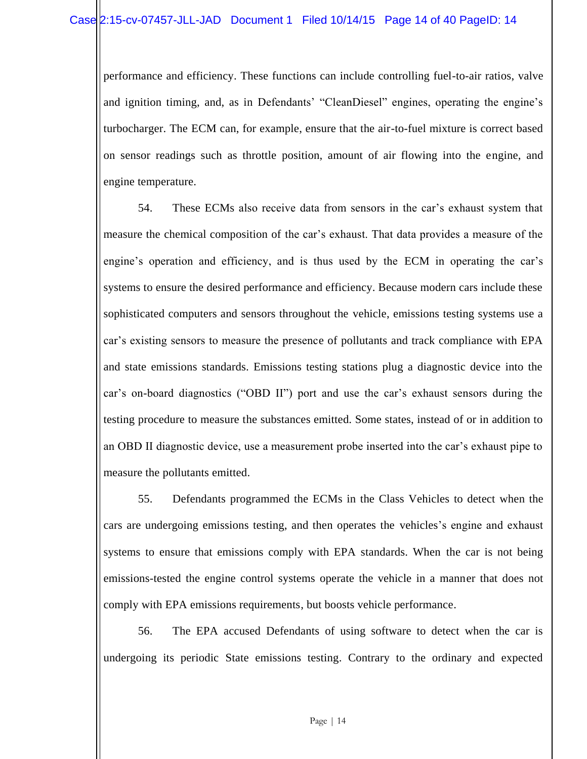performance and efficiency. These functions can include controlling fuel-to-air ratios, valve and ignition timing, and, as in Defendants' "CleanDiesel" engines, operating the engine's turbocharger. The ECM can, for example, ensure that the air-to-fuel mixture is correct based on sensor readings such as throttle position, amount of air flowing into the engine, and engine temperature.

54. These ECMs also receive data from sensors in the car's exhaust system that measure the chemical composition of the car's exhaust. That data provides a measure of the engine's operation and efficiency, and is thus used by the ECM in operating the car's systems to ensure the desired performance and efficiency. Because modern cars include these sophisticated computers and sensors throughout the vehicle, emissions testing systems use a car's existing sensors to measure the presence of pollutants and track compliance with EPA and state emissions standards. Emissions testing stations plug a diagnostic device into the car's on-board diagnostics ("OBD II") port and use the car's exhaust sensors during the testing procedure to measure the substances emitted. Some states, instead of or in addition to an OBD II diagnostic device, use a measurement probe inserted into the car's exhaust pipe to measure the pollutants emitted.

55. Defendants programmed the ECMs in the Class Vehicles to detect when the cars are undergoing emissions testing, and then operates the vehicles's engine and exhaust systems to ensure that emissions comply with EPA standards. When the car is not being emissions-tested the engine control systems operate the vehicle in a manner that does not comply with EPA emissions requirements, but boosts vehicle performance.

56. The EPA accused Defendants of using software to detect when the car is undergoing its periodic State emissions testing. Contrary to the ordinary and expected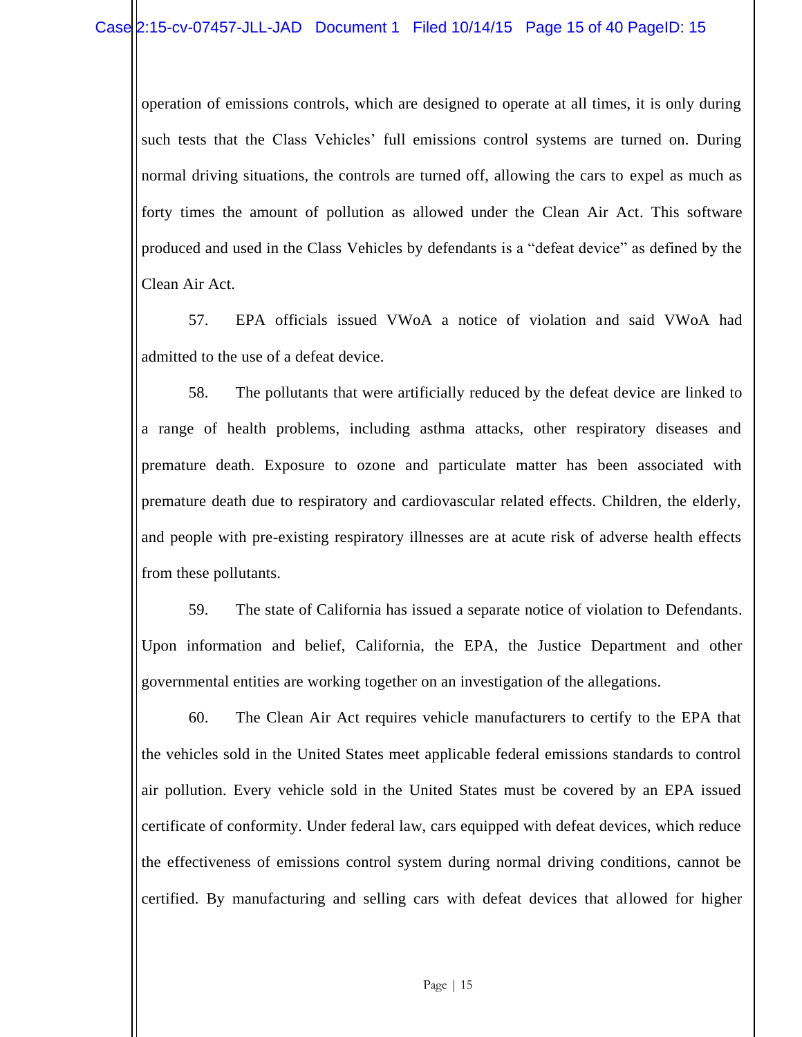operation of emissions controls, which are designed to operate at all times, it is only during such tests that the Class Vehicles' full emissions control systems are turned on. During normal driving situations, the controls are turned off, allowing the cars to expel as much as forty times the amount of pollution as allowed under the Clean Air Act. This software produced and used in the Class Vehicles by defendants is a "defeat device" as defined by the Clean Air Act.

57. EPA officials issued VWoA a notice of violation and said VWoA had admitted to the use of a defeat device.

58. The pollutants that were artificially reduced by the defeat device are linked to a range of health problems, including asthma attacks, other respiratory diseases and premature death. Exposure to ozone and particulate matter has been associated with premature death due to respiratory and cardiovascular related effects. Children, the elderly, and people with pre-existing respiratory illnesses are at acute risk of adverse health effects from these pollutants.

59. The state of California has issued a separate notice of violation to Defendants. Upon information and belief, California, the EPA, the Justice Department and other governmental entities are working together on an investigation of the allegations.

60. The Clean Air Act requires vehicle manufacturers to certify to the EPA that the vehicles sold in the United States meet applicable federal emissions standards to control air pollution. Every vehicle sold in the United States must be covered by an EPA issued certificate of conformity. Under federal law, cars equipped with defeat devices, which reduce the effectiveness of emissions control system during normal driving conditions, cannot be certified. By manufacturing and selling cars with defeat devices that allowed for higher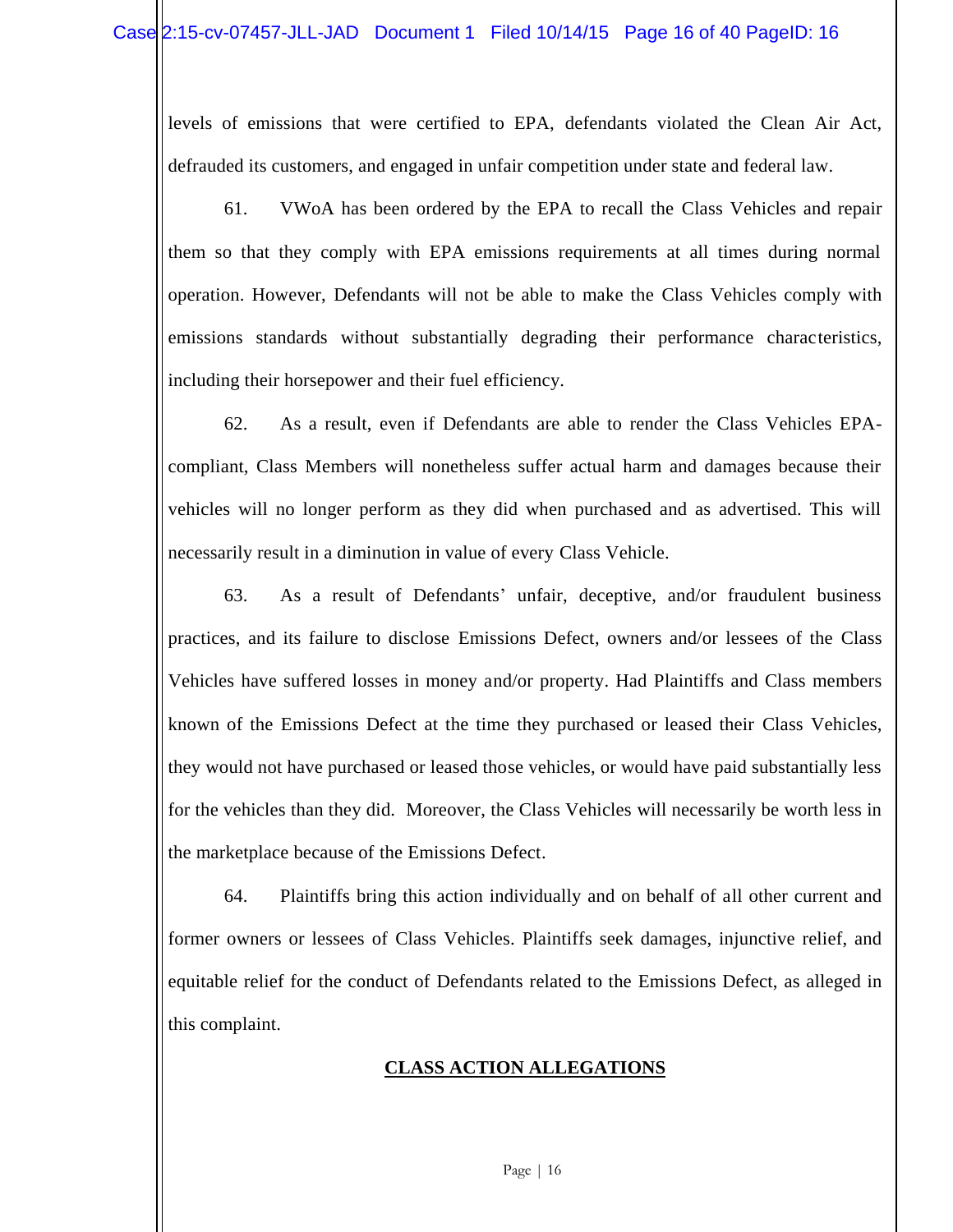levels of emissions that were certified to EPA, defendants violated the Clean Air Act, defrauded its customers, and engaged in unfair competition under state and federal law.

61. VWoA has been ordered by the EPA to recall the Class Vehicles and repair them so that they comply with EPA emissions requirements at all times during normal operation. However, Defendants will not be able to make the Class Vehicles comply with emissions standards without substantially degrading their performance characteristics, including their horsepower and their fuel efficiency.

62. As a result, even if Defendants are able to render the Class Vehicles EPA-compliant, Class Members will nonetheless suffer actual harm and damages because their vehicles will no longer perform as they did when purchased and as advertised. This will necessarily result in a diminution in value of every Class Vehicle.

63. As a result of Defendants' unfair, deceptive, and/or fraudulent business practices, and its failure to disclose Emissions Defect, owners and/or lessees of the Class Vehicles have suffered losses in money and/or property. Had Plaintiffs and Class members known of the Emissions Defect at the time they purchased or leased their Class Vehicles, they would not have purchased or leased those vehicles, or would have paid substantially less for the vehicles than they did. Moreover, the Class Vehicles will necessarily be worth less in the marketplace because of the Emissions Defect.

64. Plaintiffs bring this action individually and on behalf of all other current and former owners or lessees of Class Vehicles. Plaintiffs seek damages, injunctive relief, and equitable relief for the conduct of Defendants related to the Emissions Defect, as alleged in this complaint.

## CLASS ACTION ALLEGATIONS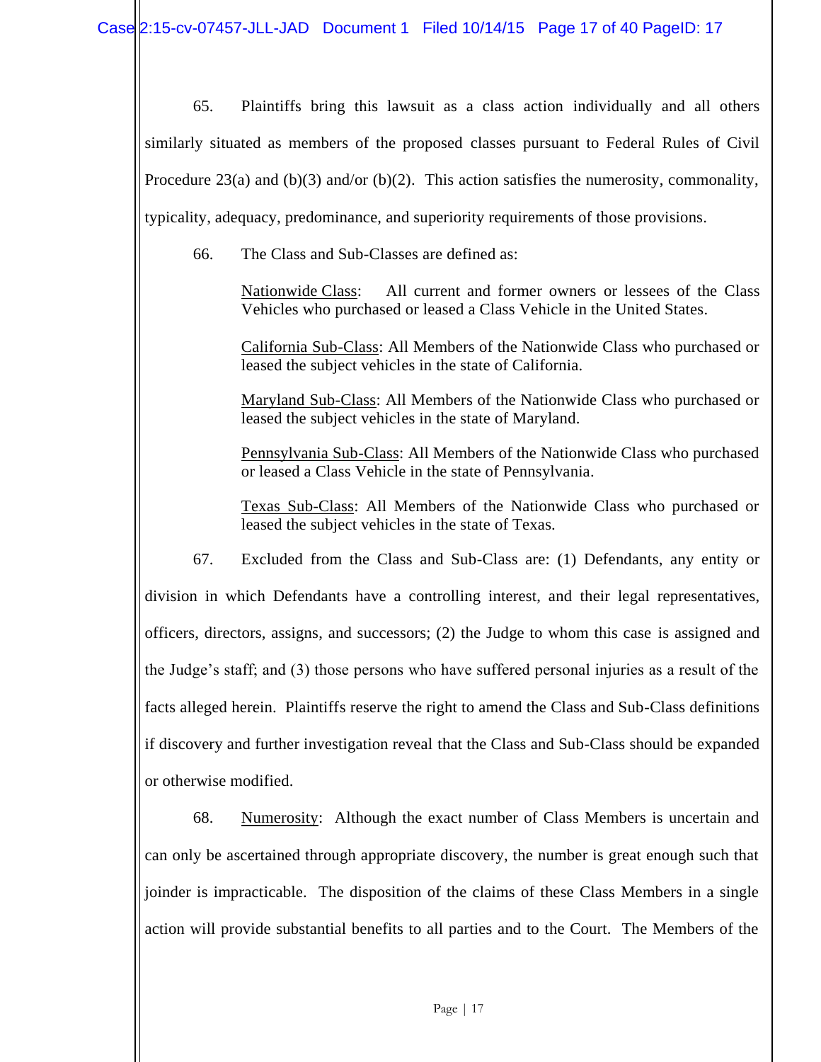65. Plaintiffs bring this lawsuit as a class action individually and all others similarly situated as members of the proposed classes pursuant to Federal Rules of Civil Procedure 23(a) and (b)(3) and/or (b)(2). This action satisfies the numerosity, commonality, typicality, adequacy, predominance, and superiority requirements of those provisions.

66. The Class and Sub-Classes are defined as:

> Nationwide Class: All current and former owners or lessees of the Class Vehicles who purchased or leased a Class Vehicle in the United States.
>
> California Sub-Class: All Members of the Nationwide Class who purchased or leased the subject vehicles in the state of California.
>
> Maryland Sub-Class: All Members of the Nationwide Class who purchased or leased the subject vehicles in the state of Maryland.
>
> Pennsylvania Sub-Class: All Members of the Nationwide Class who purchased or leased a Class Vehicle in the state of Pennsylvania.
>
> Texas Sub-Class: All Members of the Nationwide Class who purchased or leased the subject vehicles in the state of Texas.

67. Excluded from the Class and Sub-Class are: (1) Defendants, any entity or division in which Defendants have a controlling interest, and their legal representatives, officers, directors, assigns, and successors; (2) the Judge to whom this case is assigned and the Judge's staff; and (3) those persons who have suffered personal injuries as a result of the facts alleged herein. Plaintiffs reserve the right to amend the Class and Sub-Class definitions if discovery and further investigation reveal that the Class and Sub-Class should be expanded or otherwise modified.

68. Numerosity: Although the exact number of Class Members is uncertain and can only be ascertained through appropriate discovery, the number is great enough such that joinder is impracticable. The disposition of the claims of these Class Members in a single action will provide substantial benefits to all parties and to the Court. The Members of the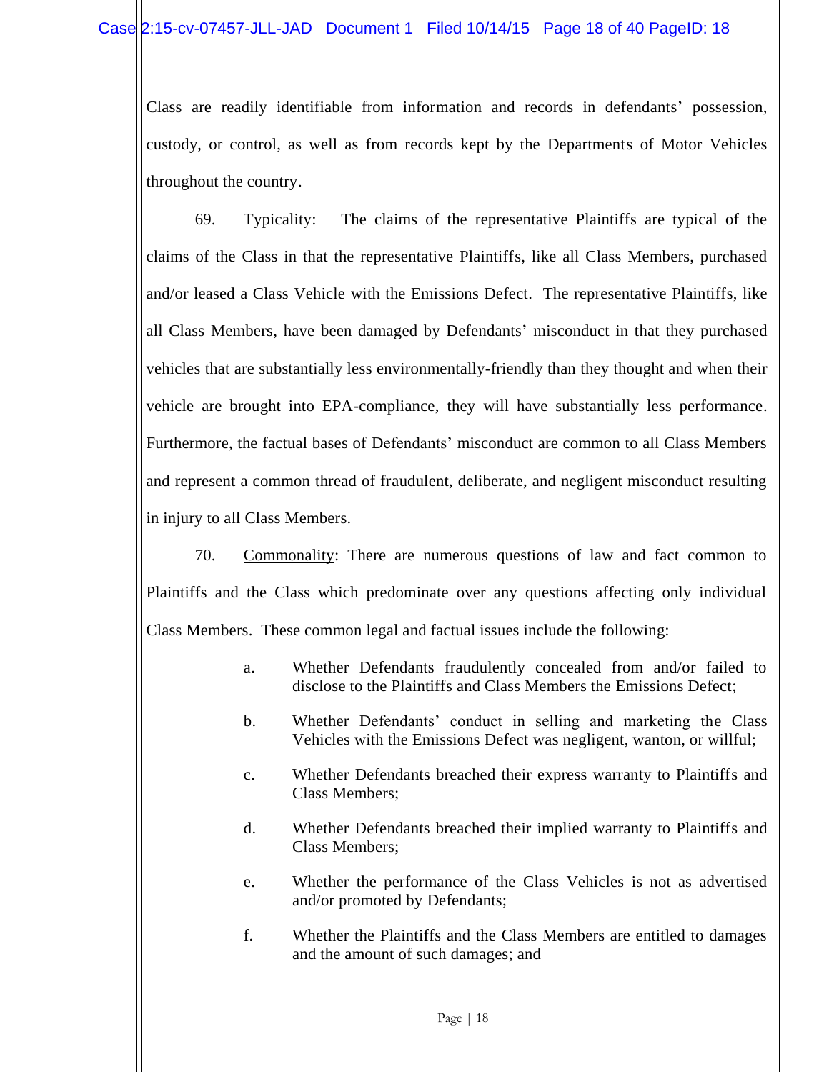Class are readily identifiable from information and records in defendants' possession, custody, or control, as well as from records kept by the Departments of Motor Vehicles throughout the country.

69. Typicality: The claims of the representative Plaintiffs are typical of the claims of the Class in that the representative Plaintiffs, like all Class Members, purchased and/or leased a Class Vehicle with the Emissions Defect. The representative Plaintiffs, like all Class Members, have been damaged by Defendants' misconduct in that they purchased vehicles that are substantially less environmentally-friendly than they thought and when their vehicle are brought into EPA-compliance, they will have substantially less performance. Furthermore, the factual bases of Defendants' misconduct are common to all Class Members and represent a common thread of fraudulent, deliberate, and negligent misconduct resulting in injury to all Class Members.

70. Commonality: There are numerous questions of law and fact common to Plaintiffs and the Class which predominate over any questions affecting only individual Class Members. These common legal and factual issues include the following:

a. Whether Defendants fraudulently concealed from and/or failed to disclose to the Plaintiffs and Class Members the Emissions Defect;

b. Whether Defendants' conduct in selling and marketing the Class Vehicles with the Emissions Defect was negligent, wanton, or willful;

c. Whether Defendants breached their express warranty to Plaintiffs and Class Members;

d. Whether Defendants breached their implied warranty to Plaintiffs and Class Members;

e. Whether the performance of the Class Vehicles is not as advertised and/or promoted by Defendants;

f. Whether the Plaintiffs and the Class Members are entitled to damages and the amount of such damages; and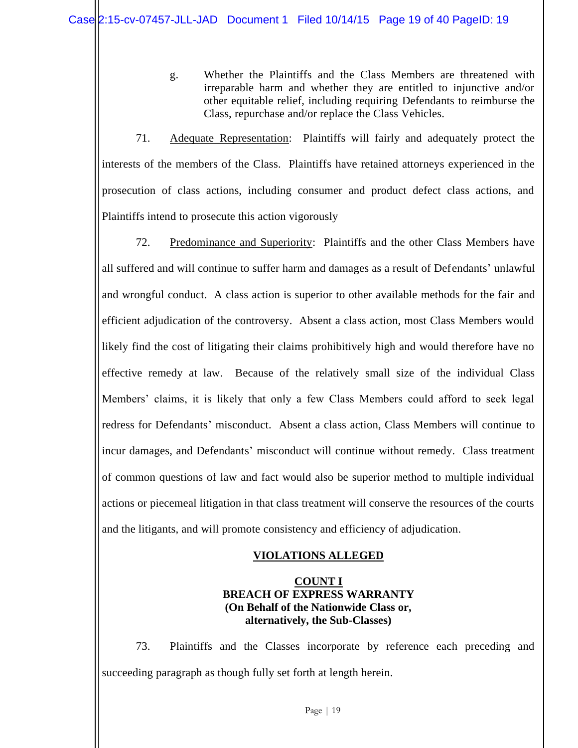g. Whether the Plaintiffs and the Class Members are threatened with irreparable harm and whether they are entitled to injunctive and/or other equitable relief, including requiring Defendants to reimburse the Class, repurchase and/or replace the Class Vehicles.

71. Adequate Representation: Plaintiffs will fairly and adequately protect the interests of the members of the Class. Plaintiffs have retained attorneys experienced in the prosecution of class actions, including consumer and product defect class actions, and Plaintiffs intend to prosecute this action vigorously

72. Predominance and Superiority: Plaintiffs and the other Class Members have all suffered and will continue to suffer harm and damages as a result of Defendants' unlawful and wrongful conduct. A class action is superior to other available methods for the fair and efficient adjudication of the controversy. Absent a class action, most Class Members would likely find the cost of litigating their claims prohibitively high and would therefore have no effective remedy at law. Because of the relatively small size of the individual Class Members' claims, it is likely that only a few Class Members could afford to seek legal redress for Defendants' misconduct. Absent a class action, Class Members will continue to incur damages, and Defendants' misconduct will continue without remedy. Class treatment of common questions of law and fact would also be superior method to multiple individual actions or piecemeal litigation in that class treatment will conserve the resources of the courts and the litigants, and will promote consistency and efficiency of adjudication.

## VIOLATIONS ALLEGED

### COUNT I
### BREACH OF EXPRESS WARRANTY
### (On Behalf of the Nationwide Class or, alternatively, the Sub-Classes)

73. Plaintiffs and the Classes incorporate by reference each preceding and succeeding paragraph as though fully set forth at length herein.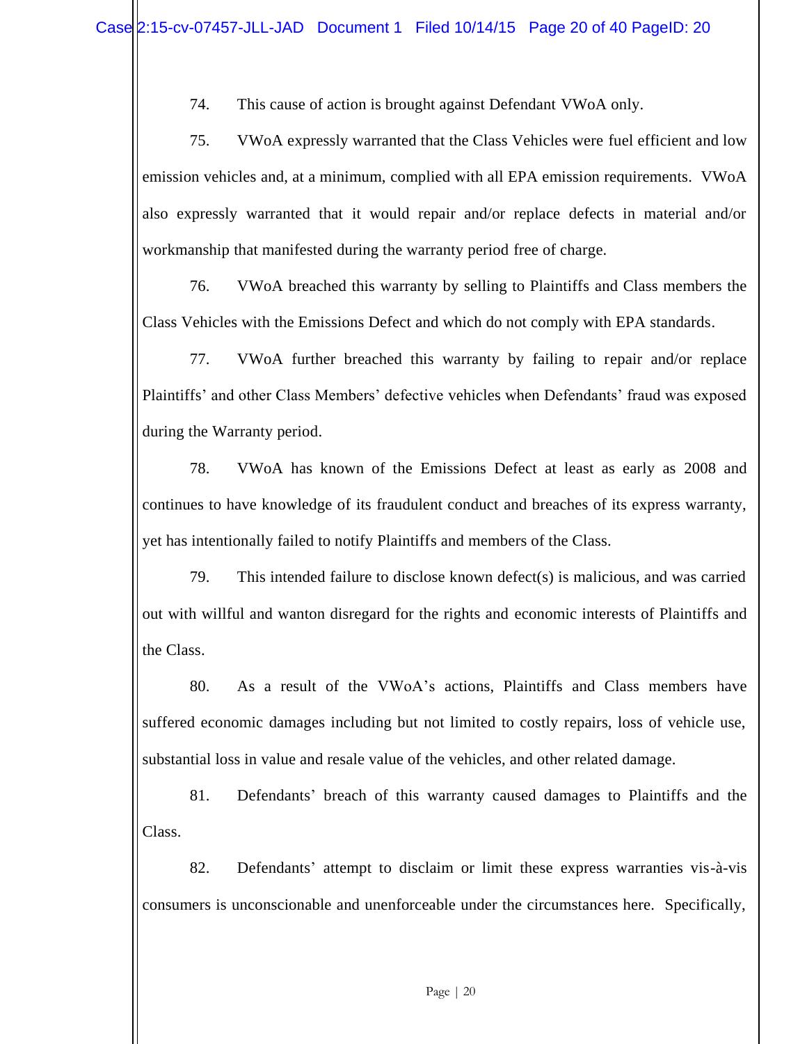74. This cause of action is brought against Defendant VWoA only.

75. VWoA expressly warranted that the Class Vehicles were fuel efficient and low emission vehicles and, at a minimum, complied with all EPA emission requirements. VWoA also expressly warranted that it would repair and/or replace defects in material and/or workmanship that manifested during the warranty period free of charge.

76. VWoA breached this warranty by selling to Plaintiffs and Class members the Class Vehicles with the Emissions Defect and which do not comply with EPA standards.

77. VWoA further breached this warranty by failing to repair and/or replace Plaintiffs' and other Class Members' defective vehicles when Defendants' fraud was exposed during the Warranty period.

78. VWoA has known of the Emissions Defect at least as early as 2008 and continues to have knowledge of its fraudulent conduct and breaches of its express warranty, yet has intentionally failed to notify Plaintiffs and members of the Class.

79. This intended failure to disclose known defect(s) is malicious, and was carried out with willful and wanton disregard for the rights and economic interests of Plaintiffs and the Class.

80. As a result of the VWoA's actions, Plaintiffs and Class members have suffered economic damages including but not limited to costly repairs, loss of vehicle use, substantial loss in value and resale value of the vehicles, and other related damage.

81. Defendants' breach of this warranty caused damages to Plaintiffs and the Class.

82. Defendants' attempt to disclaim or limit these express warranties vis-à-vis consumers is unconscionable and unenforceable under the circumstances here. Specifically,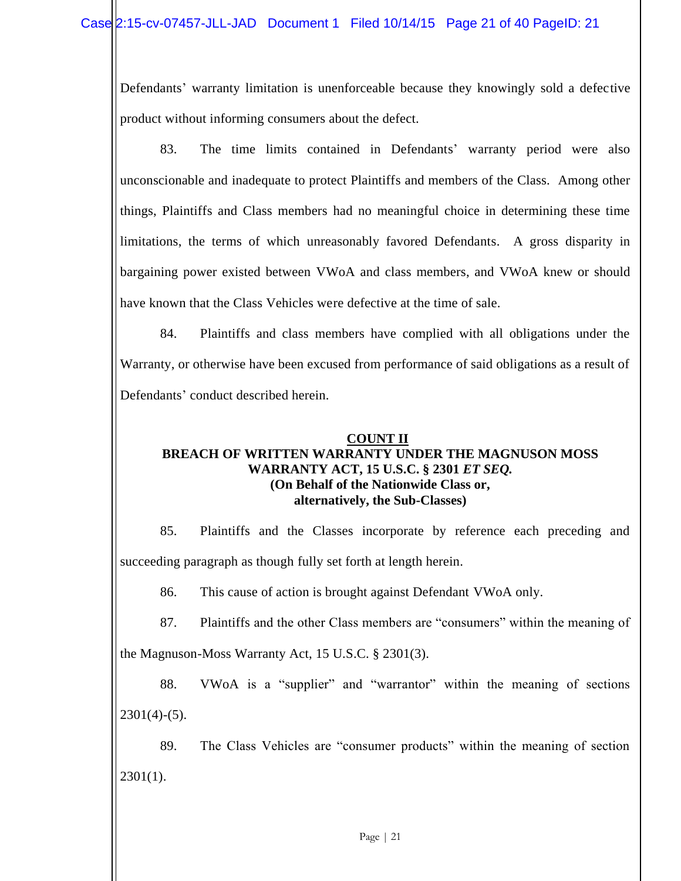Defendants' warranty limitation is unenforceable because they knowingly sold a defective product without informing consumers about the defect.

83. The time limits contained in Defendants' warranty period were also unconscionable and inadequate to protect Plaintiffs and members of the Class. Among other things, Plaintiffs and Class members had no meaningful choice in determining these time limitations, the terms of which unreasonably favored Defendants. A gross disparity in bargaining power existed between VWoA and class members, and VWoA knew or should have known that the Class Vehicles were defective at the time of sale.

84. Plaintiffs and class members have complied with all obligations under the Warranty, or otherwise have been excused from performance of said obligations as a result of Defendants' conduct described herein.

**COUNT II**
**BREACH OF WRITTEN WARRANTY UNDER THE MAGNUSON MOSS WARRANTY ACT, 15 U.S.C. § 2301 *ET SEQ.***
**(On Behalf of the Nationwide Class or, alternatively, the Sub-Classes)**

85. Plaintiffs and the Classes incorporate by reference each preceding and succeeding paragraph as though fully set forth at length herein.

86. This cause of action is brought against Defendant VWoA only.

87. Plaintiffs and the other Class members are "consumers" within the meaning of the Magnuson-Moss Warranty Act, 15 U.S.C. § 2301(3).

88. VWoA is a "supplier" and "warrantor" within the meaning of sections 2301(4)-(5).

89. The Class Vehicles are "consumer products" within the meaning of section 2301(1).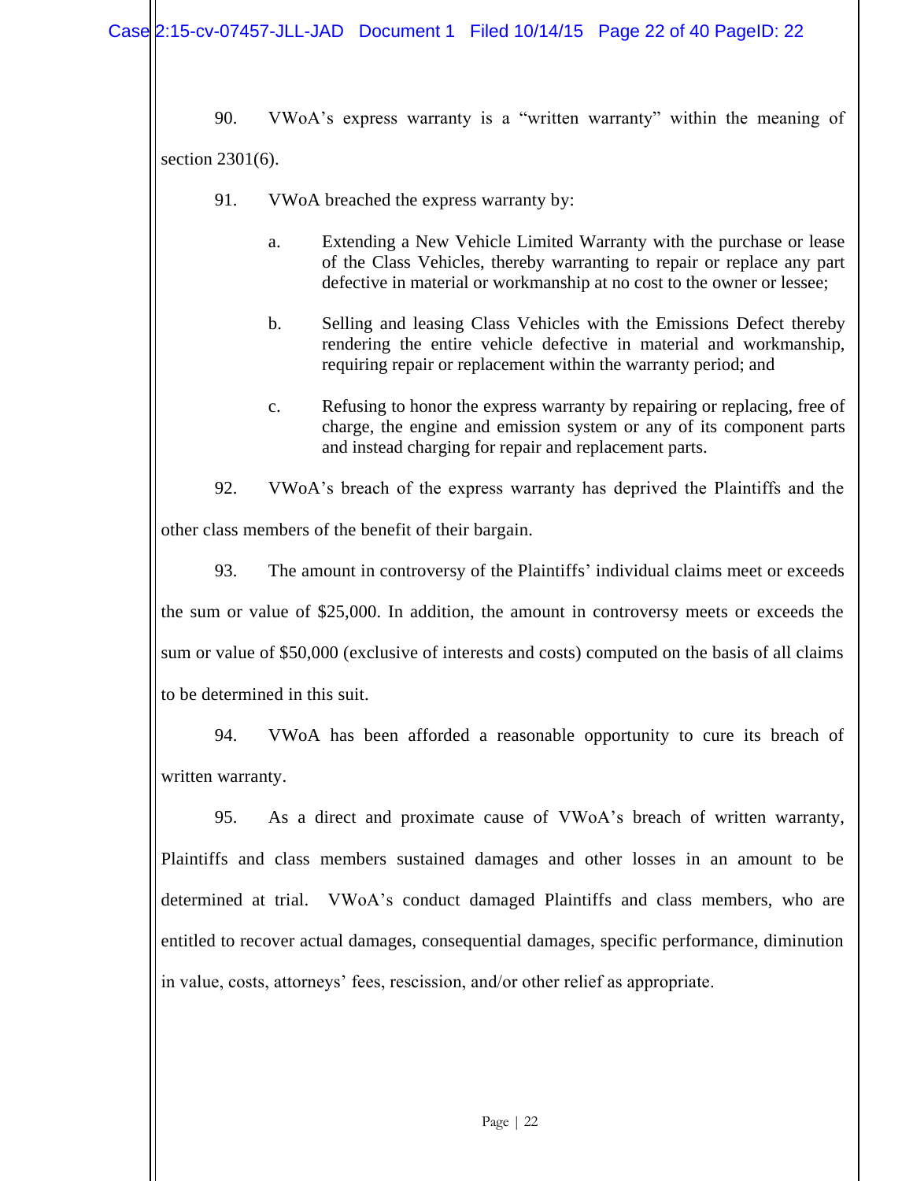90. VWoA's express warranty is a "written warranty" within the meaning of section 2301(6).

91. VWoA breached the express warranty by:

a. Extending a New Vehicle Limited Warranty with the purchase or lease of the Class Vehicles, thereby warranting to repair or replace any part defective in material or workmanship at no cost to the owner or lessee;

b. Selling and leasing Class Vehicles with the Emissions Defect thereby rendering the entire vehicle defective in material and workmanship, requiring repair or replacement within the warranty period; and

c. Refusing to honor the express warranty by repairing or replacing, free of charge, the engine and emission system or any of its component parts and instead charging for repair and replacement parts.

92. VWoA's breach of the express warranty has deprived the Plaintiffs and the other class members of the benefit of their bargain.

93. The amount in controversy of the Plaintiffs' individual claims meet or exceeds the sum or value of $25,000. In addition, the amount in controversy meets or exceeds the sum or value of $50,000 (exclusive of interests and costs) computed on the basis of all claims to be determined in this suit.

94. VWoA has been afforded a reasonable opportunity to cure its breach of written warranty.

95. As a direct and proximate cause of VWoA's breach of written warranty, Plaintiffs and class members sustained damages and other losses in an amount to be determined at trial. VWoA's conduct damaged Plaintiffs and class members, who are entitled to recover actual damages, consequential damages, specific performance, diminution in value, costs, attorneys' fees, rescission, and/or other relief as appropriate.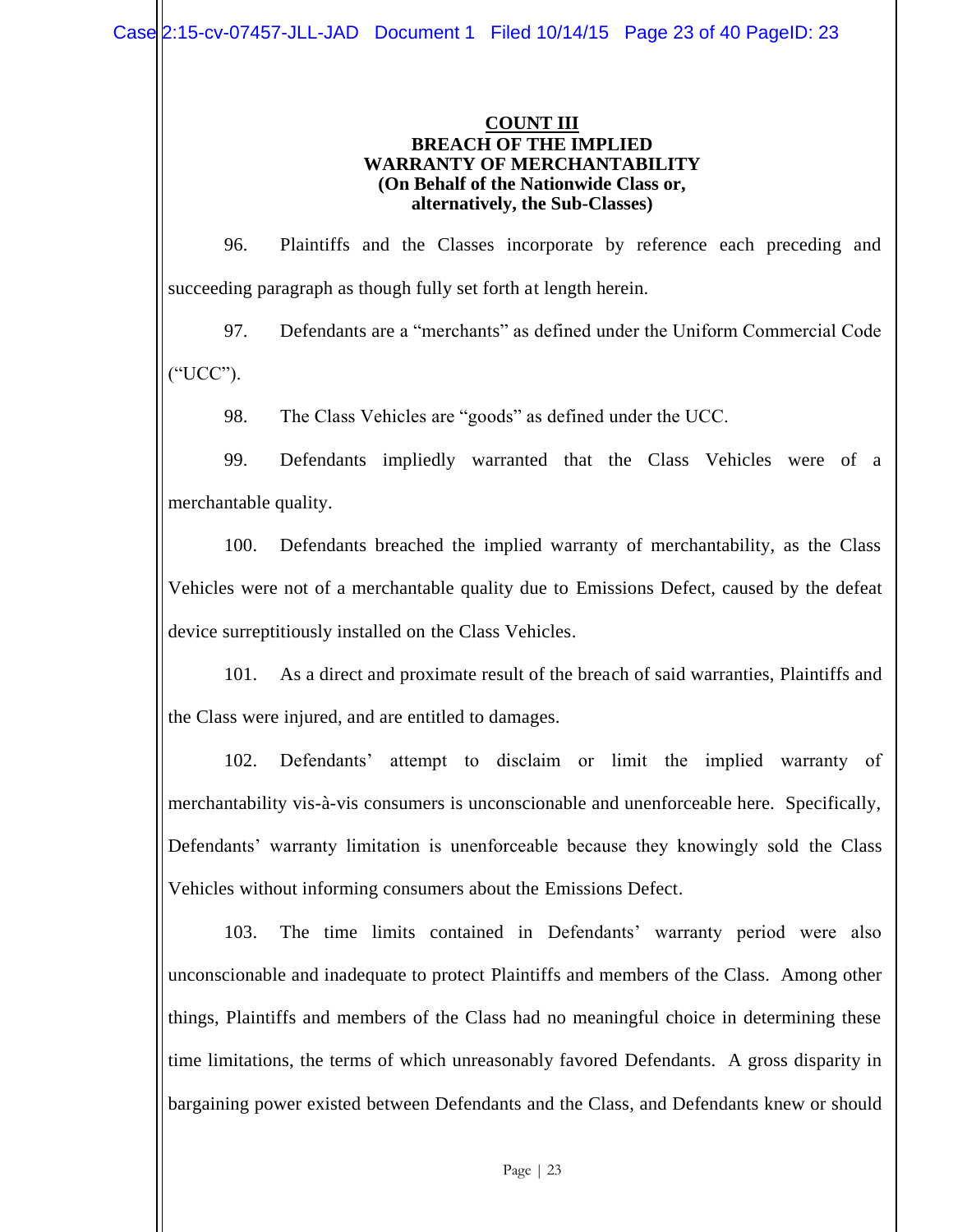**COUNT III**
**BREACH OF THE IMPLIED WARRANTY OF MERCHANTABILITY**
**(On Behalf of the Nationwide Class or, alternatively, the Sub-Classes)**

96. Plaintiffs and the Classes incorporate by reference each preceding and succeeding paragraph as though fully set forth at length herein.

97. Defendants are a "merchants" as defined under the Uniform Commercial Code ("UCC").

98. The Class Vehicles are "goods" as defined under the UCC.

99. Defendants impliedly warranted that the Class Vehicles were of a merchantable quality.

100. Defendants breached the implied warranty of merchantability, as the Class Vehicles were not of a merchantable quality due to Emissions Defect, caused by the defeat device surreptitiously installed on the Class Vehicles.

101. As a direct and proximate result of the breach of said warranties, Plaintiffs and the Class were injured, and are entitled to damages.

102. Defendants' attempt to disclaim or limit the implied warranty of merchantability vis-à-vis consumers is unconscionable and unenforceable here. Specifically, Defendants' warranty limitation is unenforceable because they knowingly sold the Class Vehicles without informing consumers about the Emissions Defect.

103. The time limits contained in Defendants' warranty period were also unconscionable and inadequate to protect Plaintiffs and members of the Class. Among other things, Plaintiffs and members of the Class had no meaningful choice in determining these time limitations, the terms of which unreasonably favored Defendants. A gross disparity in bargaining power existed between Defendants and the Class, and Defendants knew or should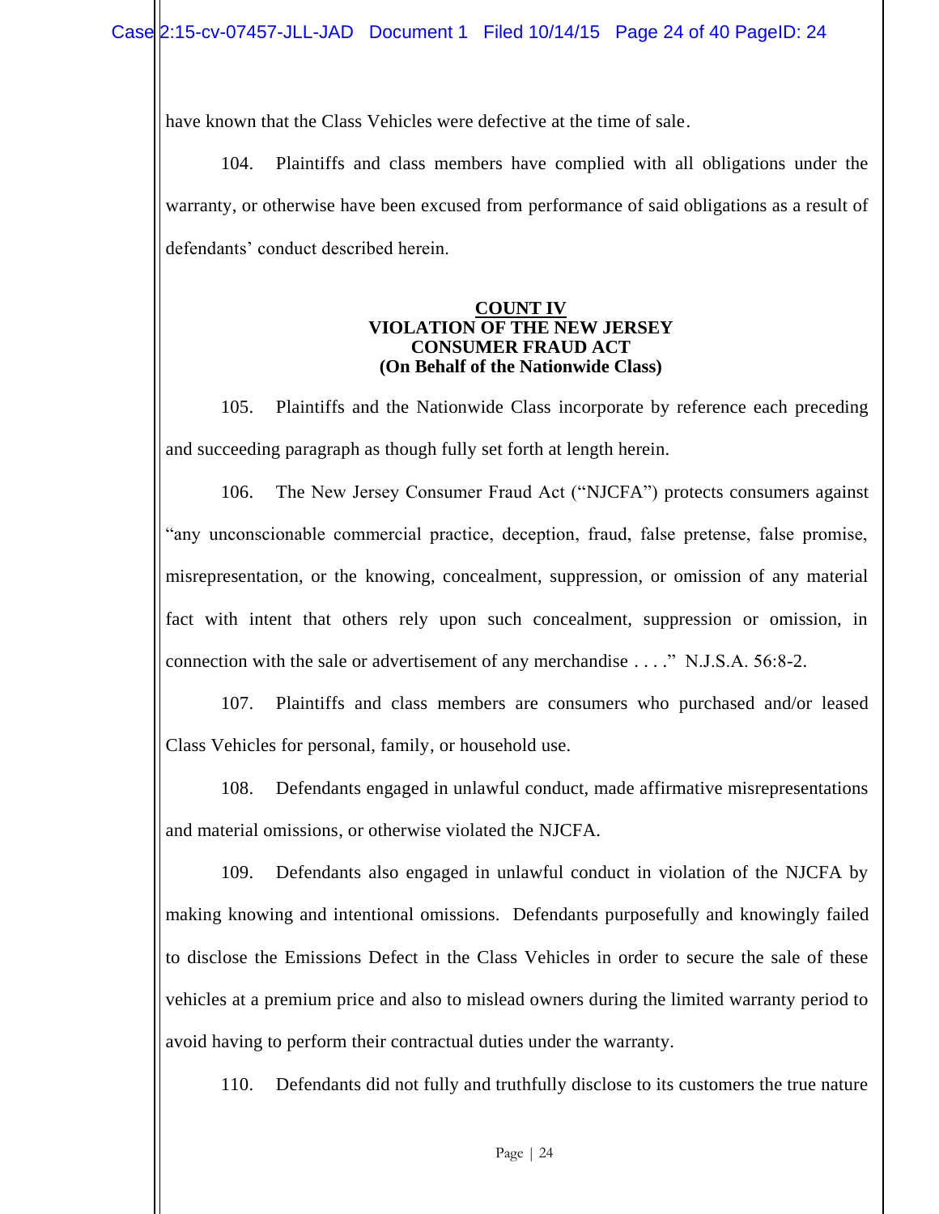have known that the Class Vehicles were defective at the time of sale.

104. Plaintiffs and class members have complied with all obligations under the warranty, or otherwise have been excused from performance of said obligations as a result of defendants' conduct described herein.

**COUNT IV**
**VIOLATION OF THE NEW JERSEY CONSUMER FRAUD ACT**
**(On Behalf of the Nationwide Class)**

105. Plaintiffs and the Nationwide Class incorporate by reference each preceding and succeeding paragraph as though fully set forth at length herein.

106. The New Jersey Consumer Fraud Act ("NJCFA") protects consumers against "any unconscionable commercial practice, deception, fraud, false pretense, false promise, misrepresentation, or the knowing, concealment, suppression, or omission of any material fact with intent that others rely upon such concealment, suppression or omission, in connection with the sale or advertisement of any merchandise . . . ." N.J.S.A. 56:8-2.

107. Plaintiffs and class members are consumers who purchased and/or leased Class Vehicles for personal, family, or household use.

108. Defendants engaged in unlawful conduct, made affirmative misrepresentations and material omissions, or otherwise violated the NJCFA.

109. Defendants also engaged in unlawful conduct in violation of the NJCFA by making knowing and intentional omissions. Defendants purposefully and knowingly failed to disclose the Emissions Defect in the Class Vehicles in order to secure the sale of these vehicles at a premium price and also to mislead owners during the limited warranty period to avoid having to perform their contractual duties under the warranty.

110. Defendants did not fully and truthfully disclose to its customers the true nature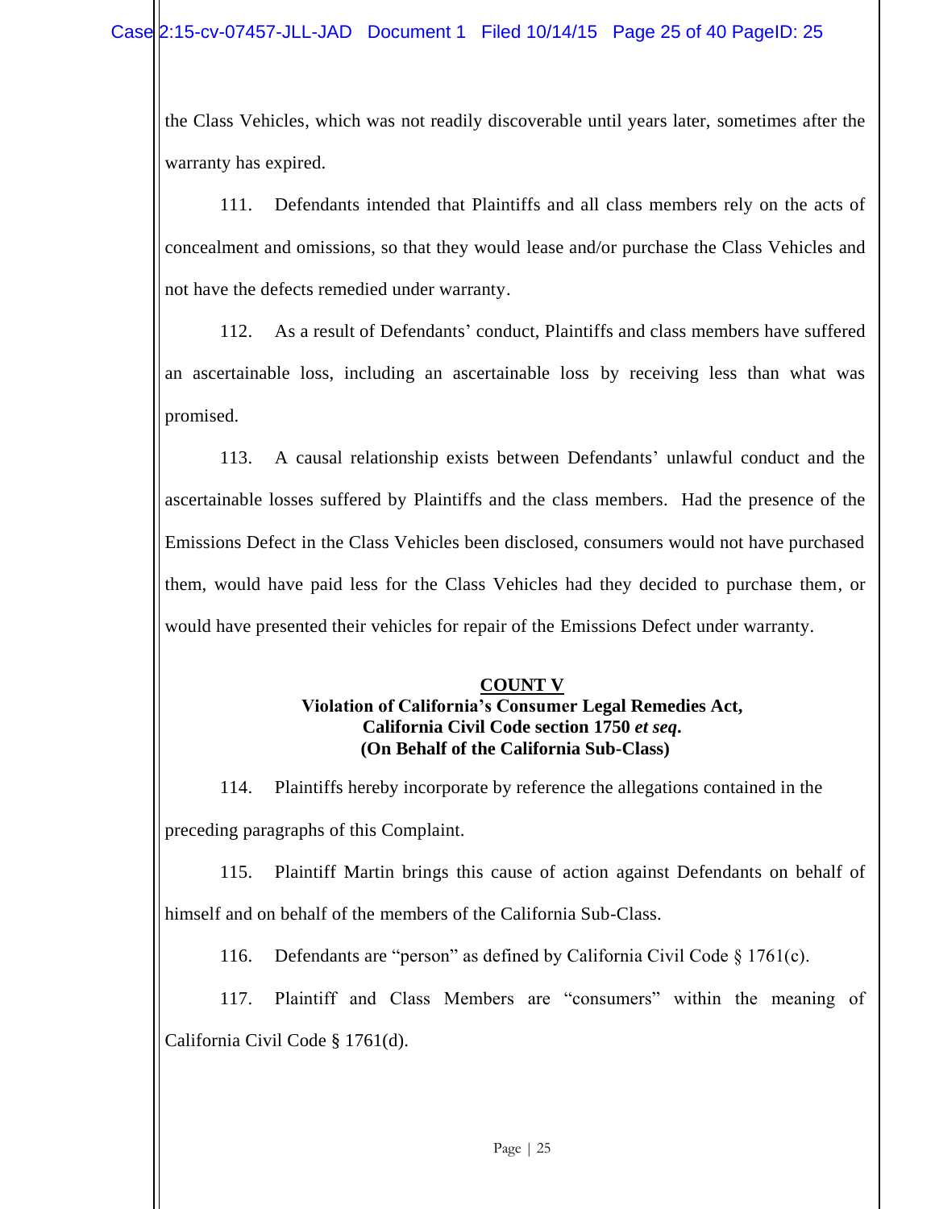the Class Vehicles, which was not readily discoverable until years later, sometimes after the warranty has expired.

111. Defendants intended that Plaintiffs and all class members rely on the acts of concealment and omissions, so that they would lease and/or purchase the Class Vehicles and not have the defects remedied under warranty.

112. As a result of Defendants' conduct, Plaintiffs and class members have suffered an ascertainable loss, including an ascertainable loss by receiving less than what was promised.

113. A causal relationship exists between Defendants' unlawful conduct and the ascertainable losses suffered by Plaintiffs and the class members. Had the presence of the Emissions Defect in the Class Vehicles been disclosed, consumers would not have purchased them, would have paid less for the Class Vehicles had they decided to purchase them, or would have presented their vehicles for repair of the Emissions Defect under warranty.

**COUNT V**
**Violation of California's Consumer Legal Remedies Act,**
**California Civil Code section 1750 *et seq.***
**(On Behalf of the California Sub-Class)**

114. Plaintiffs hereby incorporate by reference the allegations contained in the preceding paragraphs of this Complaint.

115. Plaintiff Martin brings this cause of action against Defendants on behalf of himself and on behalf of the members of the California Sub-Class.

116. Defendants are "person" as defined by California Civil Code § 1761(c).

117. Plaintiff and Class Members are "consumers" within the meaning of California Civil Code § 1761(d).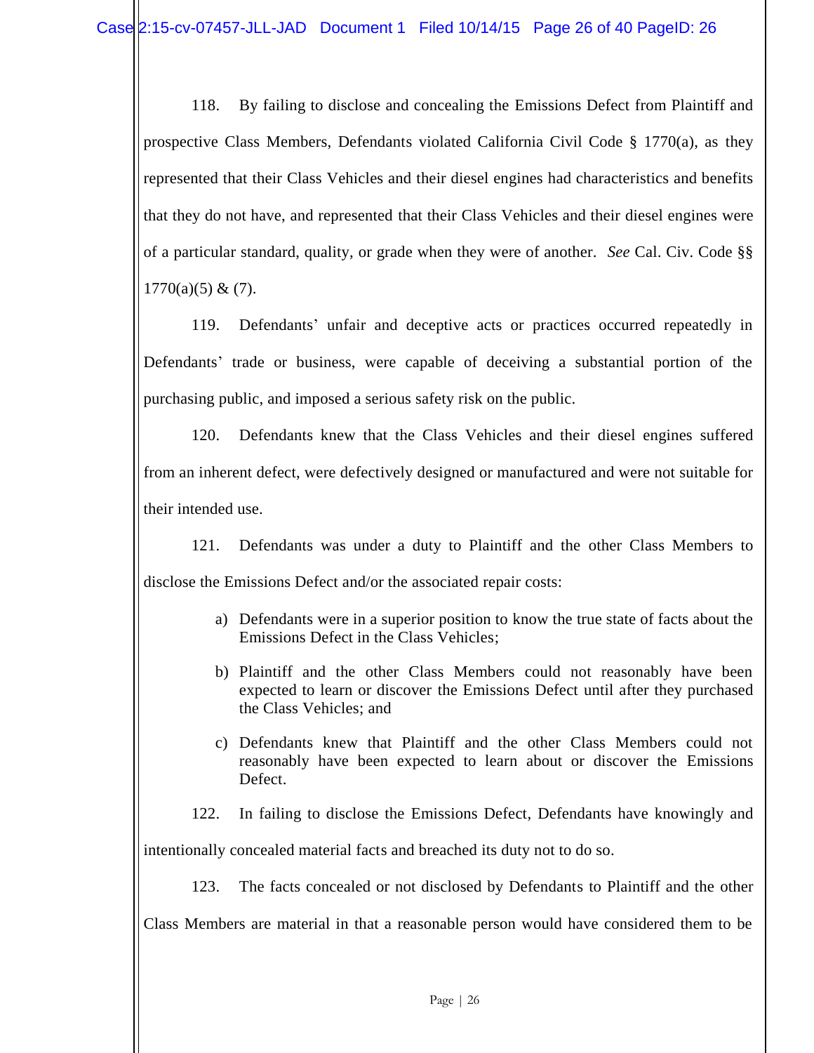118. By failing to disclose and concealing the Emissions Defect from Plaintiff and prospective Class Members, Defendants violated California Civil Code § 1770(a), as they represented that their Class Vehicles and their diesel engines had characteristics and benefits that they do not have, and represented that their Class Vehicles and their diesel engines were of a particular standard, quality, or grade when they were of another. *See* Cal. Civ. Code §§ 1770(a)(5) & (7).

119. Defendants' unfair and deceptive acts or practices occurred repeatedly in Defendants' trade or business, were capable of deceiving a substantial portion of the purchasing public, and imposed a serious safety risk on the public.

120. Defendants knew that the Class Vehicles and their diesel engines suffered from an inherent defect, were defectively designed or manufactured and were not suitable for their intended use.

121. Defendants was under a duty to Plaintiff and the other Class Members to disclose the Emissions Defect and/or the associated repair costs:

a) Defendants were in a superior position to know the true state of facts about the Emissions Defect in the Class Vehicles;

b) Plaintiff and the other Class Members could not reasonably have been expected to learn or discover the Emissions Defect until after they purchased the Class Vehicles; and

c) Defendants knew that Plaintiff and the other Class Members could not reasonably have been expected to learn about or discover the Emissions Defect.

122. In failing to disclose the Emissions Defect, Defendants have knowingly and intentionally concealed material facts and breached its duty not to do so.

123. The facts concealed or not disclosed by Defendants to Plaintiff and the other Class Members are material in that a reasonable person would have considered them to be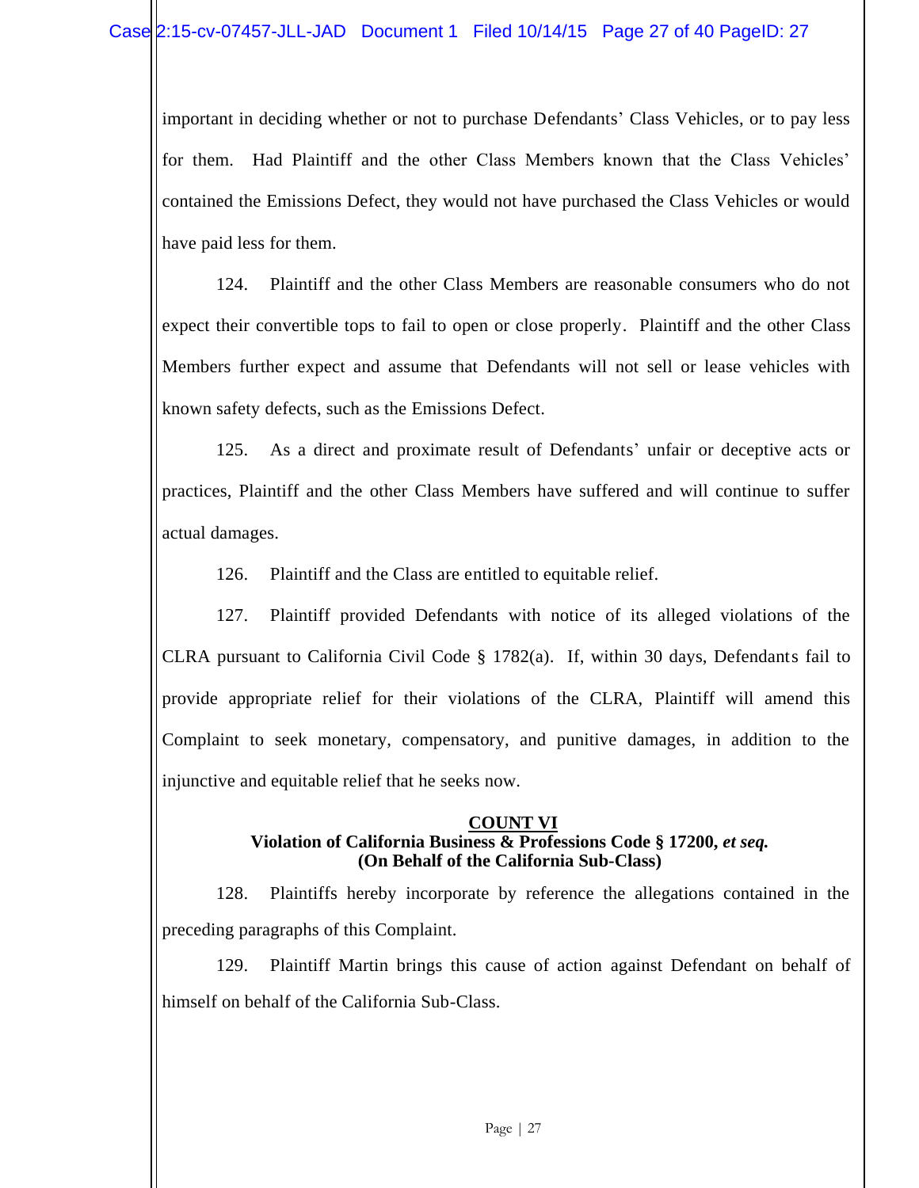important in deciding whether or not to purchase Defendants' Class Vehicles, or to pay less for them. Had Plaintiff and the other Class Members known that the Class Vehicles' contained the Emissions Defect, they would not have purchased the Class Vehicles or would have paid less for them.

124. Plaintiff and the other Class Members are reasonable consumers who do not expect their convertible tops to fail to open or close properly. Plaintiff and the other Class Members further expect and assume that Defendants will not sell or lease vehicles with known safety defects, such as the Emissions Defect.

125. As a direct and proximate result of Defendants' unfair or deceptive acts or practices, Plaintiff and the other Class Members have suffered and will continue to suffer actual damages.

126. Plaintiff and the Class are entitled to equitable relief.

127. Plaintiff provided Defendants with notice of its alleged violations of the CLRA pursuant to California Civil Code § 1782(a). If, within 30 days, Defendants fail to provide appropriate relief for their violations of the CLRA, Plaintiff will amend this Complaint to seek monetary, compensatory, and punitive damages, in addition to the injunctive and equitable relief that he seeks now.

**COUNT VI**
**Violation of California Business & Professions Code § 17200, *et seq.***
**(On Behalf of the California Sub-Class)**

128. Plaintiffs hereby incorporate by reference the allegations contained in the preceding paragraphs of this Complaint.

129. Plaintiff Martin brings this cause of action against Defendant on behalf of himself on behalf of the California Sub-Class.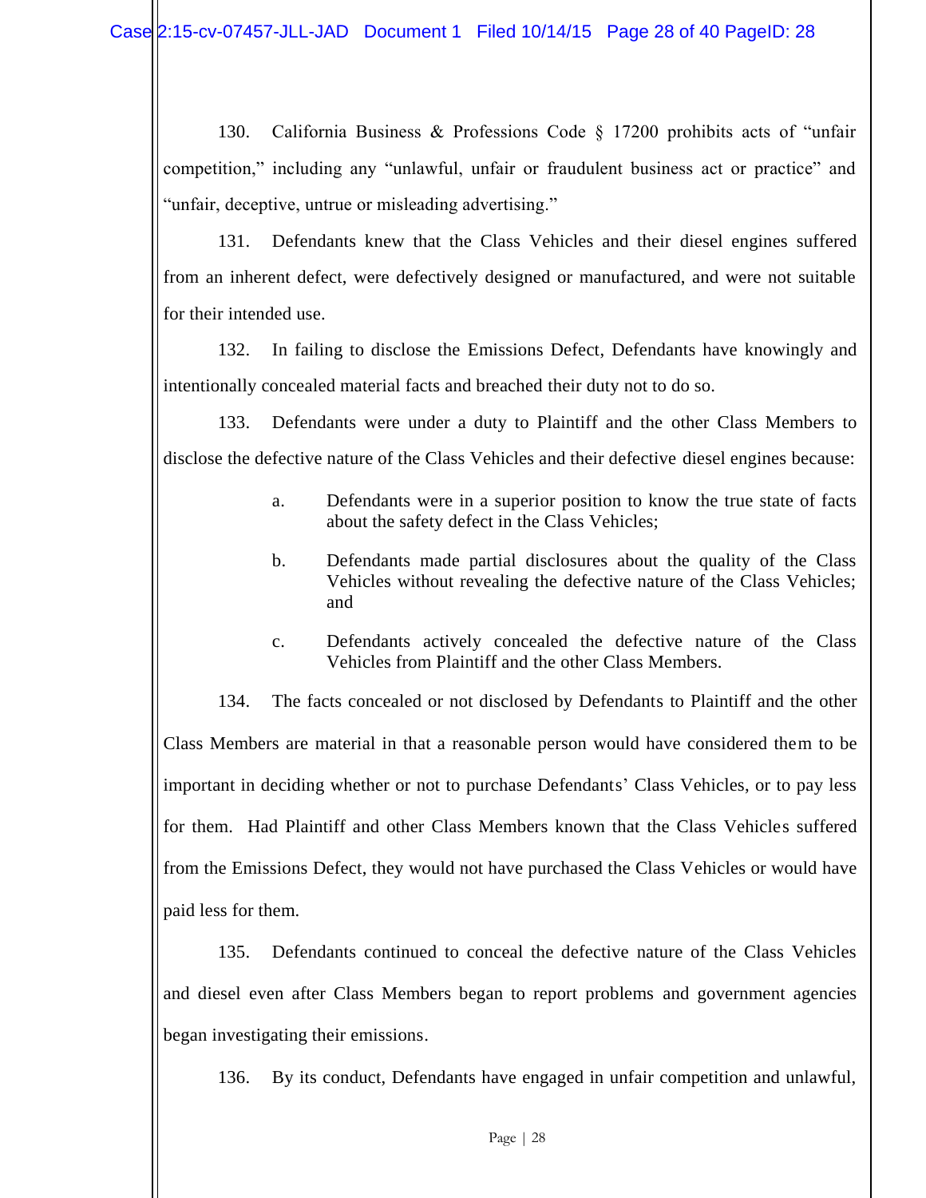130. California Business & Professions Code § 17200 prohibits acts of "unfair competition," including any "unlawful, unfair or fraudulent business act or practice" and "unfair, deceptive, untrue or misleading advertising."

131. Defendants knew that the Class Vehicles and their diesel engines suffered from an inherent defect, were defectively designed or manufactured, and were not suitable for their intended use.

132. In failing to disclose the Emissions Defect, Defendants have knowingly and intentionally concealed material facts and breached their duty not to do so.

133. Defendants were under a duty to Plaintiff and the other Class Members to disclose the defective nature of the Class Vehicles and their defective diesel engines because:

a. Defendants were in a superior position to know the true state of facts about the safety defect in the Class Vehicles;

b. Defendants made partial disclosures about the quality of the Class Vehicles without revealing the defective nature of the Class Vehicles; and

c. Defendants actively concealed the defective nature of the Class Vehicles from Plaintiff and the other Class Members.

134. The facts concealed or not disclosed by Defendants to Plaintiff and the other Class Members are material in that a reasonable person would have considered them to be important in deciding whether or not to purchase Defendants' Class Vehicles, or to pay less for them. Had Plaintiff and other Class Members known that the Class Vehicles suffered from the Emissions Defect, they would not have purchased the Class Vehicles or would have paid less for them.

135. Defendants continued to conceal the defective nature of the Class Vehicles and diesel even after Class Members began to report problems and government agencies began investigating their emissions.

136. By its conduct, Defendants have engaged in unfair competition and unlawful,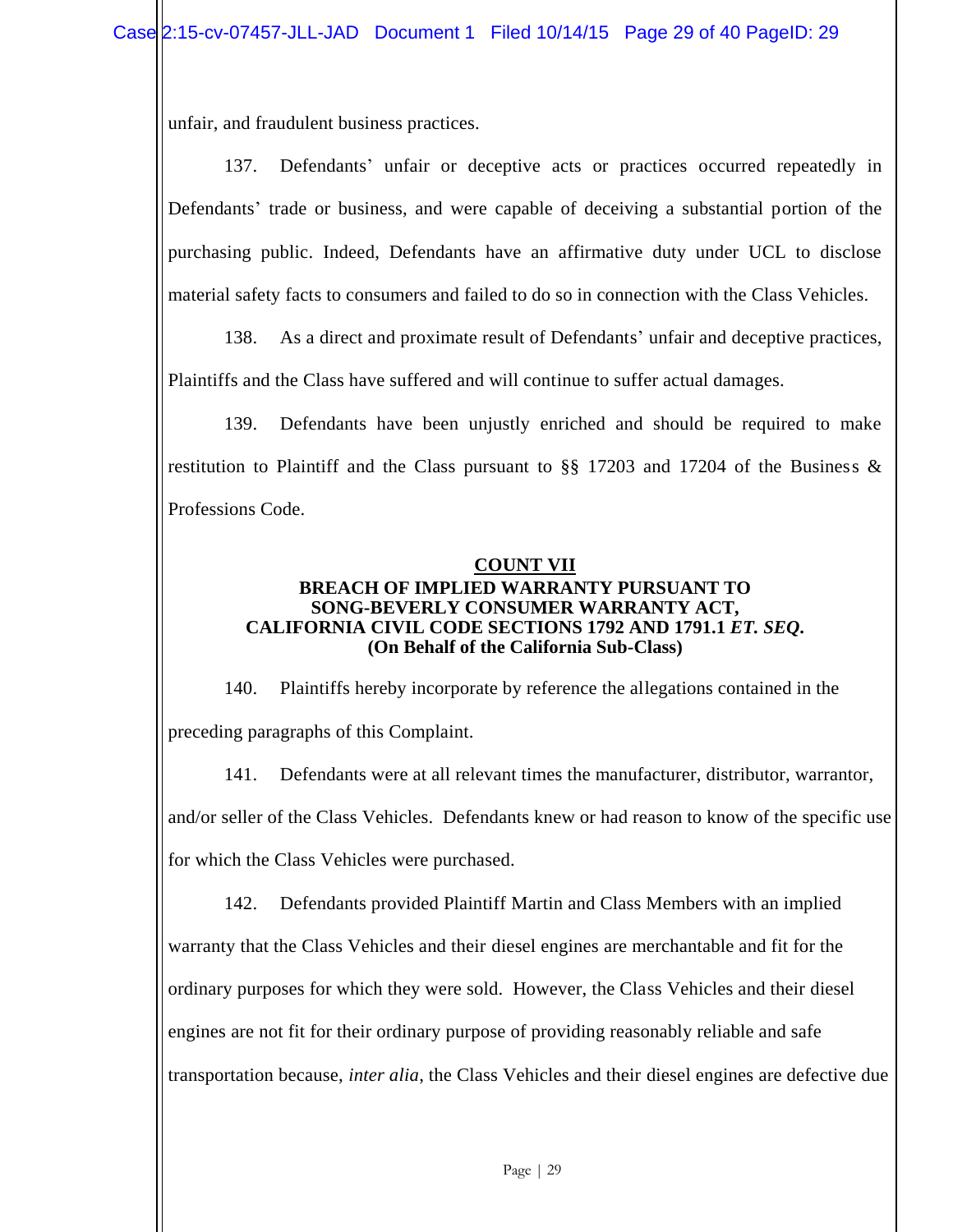unfair, and fraudulent business practices.

137. Defendants' unfair or deceptive acts or practices occurred repeatedly in Defendants' trade or business, and were capable of deceiving a substantial portion of the purchasing public. Indeed, Defendants have an affirmative duty under UCL to disclose material safety facts to consumers and failed to do so in connection with the Class Vehicles.

138. As a direct and proximate result of Defendants' unfair and deceptive practices, Plaintiffs and the Class have suffered and will continue to suffer actual damages.

139. Defendants have been unjustly enriched and should be required to make restitution to Plaintiff and the Class pursuant to §§ 17203 and 17204 of the Business & Professions Code.

**COUNT VII**

**BREACH OF IMPLIED WARRANTY PURSUANT TO SONG-BEVERLY CONSUMER WARRANTY ACT, CALIFORNIA CIVIL CODE SECTIONS 1792 AND 1791.1 *ET. SEQ.***

**(On Behalf of the California Sub-Class)**

140. Plaintiffs hereby incorporate by reference the allegations contained in the preceding paragraphs of this Complaint.

141. Defendants were at all relevant times the manufacturer, distributor, warrantor, and/or seller of the Class Vehicles. Defendants knew or had reason to know of the specific use for which the Class Vehicles were purchased.

142. Defendants provided Plaintiff Martin and Class Members with an implied warranty that the Class Vehicles and their diesel engines are merchantable and fit for the ordinary purposes for which they were sold. However, the Class Vehicles and their diesel engines are not fit for their ordinary purpose of providing reasonably reliable and safe transportation because, *inter alia*, the Class Vehicles and their diesel engines are defective due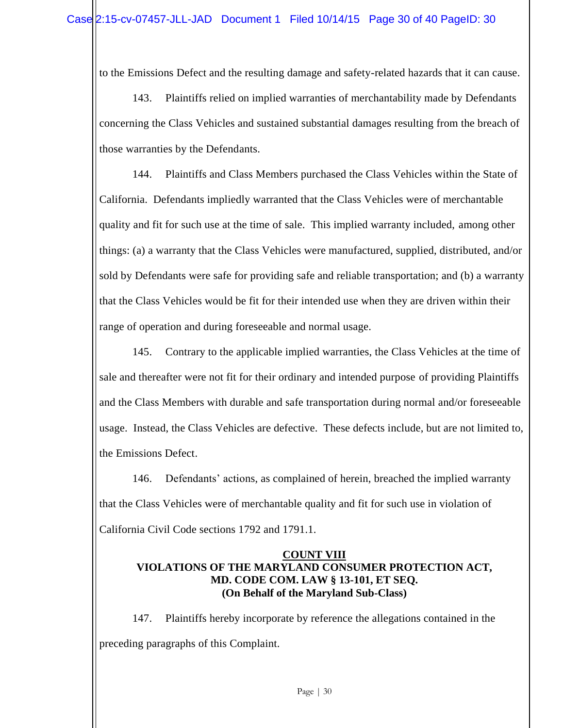to the Emissions Defect and the resulting damage and safety-related hazards that it can cause.

143. Plaintiffs relied on implied warranties of merchantability made by Defendants concerning the Class Vehicles and sustained substantial damages resulting from the breach of those warranties by the Defendants.

144. Plaintiffs and Class Members purchased the Class Vehicles within the State of California. Defendants impliedly warranted that the Class Vehicles were of merchantable quality and fit for such use at the time of sale. This implied warranty included, among other things: (a) a warranty that the Class Vehicles were manufactured, supplied, distributed, and/or sold by Defendants were safe for providing safe and reliable transportation; and (b) a warranty that the Class Vehicles would be fit for their intended use when they are driven within their range of operation and during foreseeable and normal usage.

145. Contrary to the applicable implied warranties, the Class Vehicles at the time of sale and thereafter were not fit for their ordinary and intended purpose of providing Plaintiffs and the Class Members with durable and safe transportation during normal and/or foreseeable usage. Instead, the Class Vehicles are defective. These defects include, but are not limited to, the Emissions Defect.

146. Defendants' actions, as complained of herein, breached the implied warranty that the Class Vehicles were of merchantable quality and fit for such use in violation of California Civil Code sections 1792 and 1791.1.

## COUNT VIII
## VIOLATIONS OF THE MARYLAND CONSUMER PROTECTION ACT, MD. CODE COM. LAW § 13-101, ET SEQ.
## (On Behalf of the Maryland Sub-Class)

147. Plaintiffs hereby incorporate by reference the allegations contained in the preceding paragraphs of this Complaint.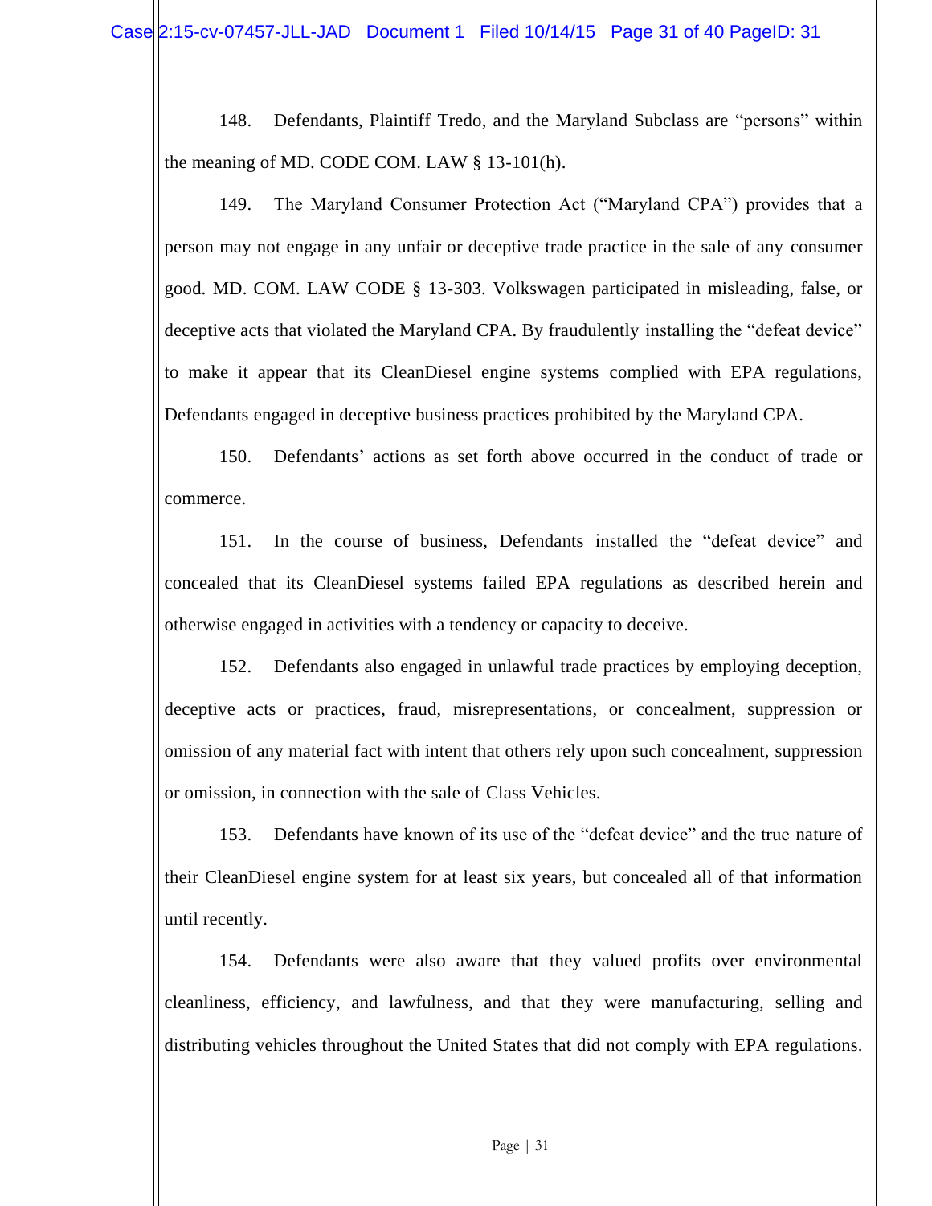148. Defendants, Plaintiff Tredo, and the Maryland Subclass are "persons" within the meaning of MD. CODE COM. LAW § 13-101(h).

149. The Maryland Consumer Protection Act ("Maryland CPA") provides that a person may not engage in any unfair or deceptive trade practice in the sale of any consumer good. MD. COM. LAW CODE § 13-303. Volkswagen participated in misleading, false, or deceptive acts that violated the Maryland CPA. By fraudulently installing the "defeat device" to make it appear that its CleanDiesel engine systems complied with EPA regulations, Defendants engaged in deceptive business practices prohibited by the Maryland CPA.

150. Defendants' actions as set forth above occurred in the conduct of trade or commerce.

151. In the course of business, Defendants installed the "defeat device" and concealed that its CleanDiesel systems failed EPA regulations as described herein and otherwise engaged in activities with a tendency or capacity to deceive.

152. Defendants also engaged in unlawful trade practices by employing deception, deceptive acts or practices, fraud, misrepresentations, or concealment, suppression or omission of any material fact with intent that others rely upon such concealment, suppression or omission, in connection with the sale of Class Vehicles.

153. Defendants have known of its use of the "defeat device" and the true nature of their CleanDiesel engine system for at least six years, but concealed all of that information until recently.

154. Defendants were also aware that they valued profits over environmental cleanliness, efficiency, and lawfulness, and that they were manufacturing, selling and distributing vehicles throughout the United States that did not comply with EPA regulations.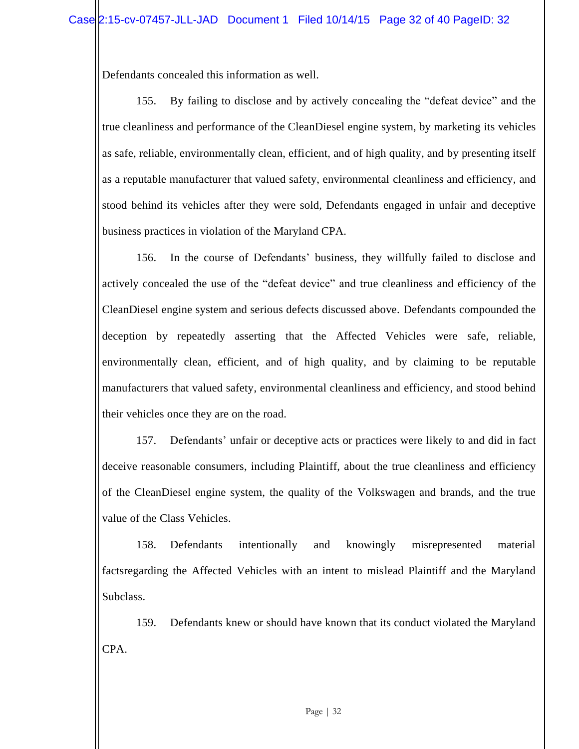Defendants concealed this information as well.

155. By failing to disclose and by actively concealing the "defeat device" and the true cleanliness and performance of the CleanDiesel engine system, by marketing its vehicles as safe, reliable, environmentally clean, efficient, and of high quality, and by presenting itself as a reputable manufacturer that valued safety, environmental cleanliness and efficiency, and stood behind its vehicles after they were sold, Defendants engaged in unfair and deceptive business practices in violation of the Maryland CPA.

156. In the course of Defendants' business, they willfully failed to disclose and actively concealed the use of the "defeat device" and true cleanliness and efficiency of the CleanDiesel engine system and serious defects discussed above. Defendants compounded the deception by repeatedly asserting that the Affected Vehicles were safe, reliable, environmentally clean, efficient, and of high quality, and by claiming to be reputable manufacturers that valued safety, environmental cleanliness and efficiency, and stood behind their vehicles once they are on the road.

157. Defendants' unfair or deceptive acts or practices were likely to and did in fact deceive reasonable consumers, including Plaintiff, about the true cleanliness and efficiency of the CleanDiesel engine system, the quality of the Volkswagen and brands, and the true value of the Class Vehicles.

158. Defendants intentionally and knowingly misrepresented material factsregarding the Affected Vehicles with an intent to mislead Plaintiff and the Maryland Subclass.

159. Defendants knew or should have known that its conduct violated the Maryland CPA.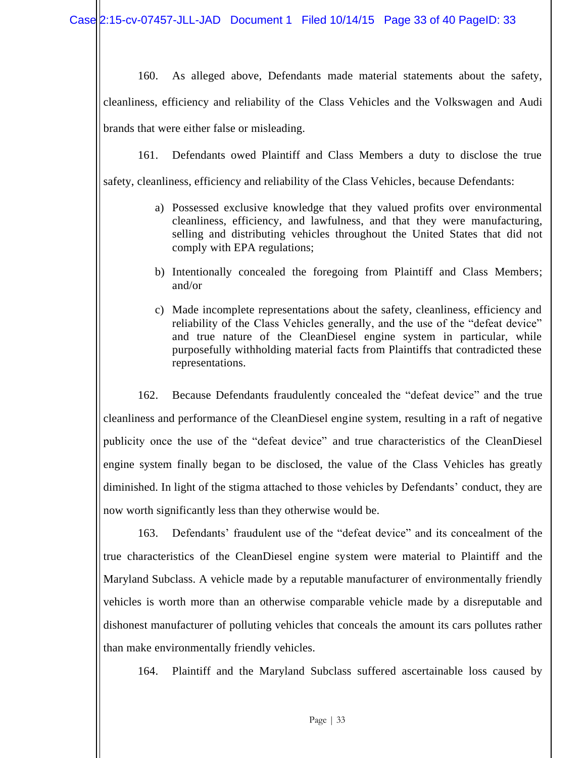160. As alleged above, Defendants made material statements about the safety, cleanliness, efficiency and reliability of the Class Vehicles and the Volkswagen and Audi brands that were either false or misleading.

161. Defendants owed Plaintiff and Class Members a duty to disclose the true safety, cleanliness, efficiency and reliability of the Class Vehicles, because Defendants:

a) Possessed exclusive knowledge that they valued profits over environmental cleanliness, efficiency, and lawfulness, and that they were manufacturing, selling and distributing vehicles throughout the United States that did not comply with EPA regulations;

b) Intentionally concealed the foregoing from Plaintiff and Class Members; and/or

c) Made incomplete representations about the safety, cleanliness, efficiency and reliability of the Class Vehicles generally, and the use of the "defeat device" and true nature of the CleanDiesel engine system in particular, while purposefully withholding material facts from Plaintiffs that contradicted these representations.

162. Because Defendants fraudulently concealed the "defeat device" and the true cleanliness and performance of the CleanDiesel engine system, resulting in a raft of negative publicity once the use of the "defeat device" and true characteristics of the CleanDiesel engine system finally began to be disclosed, the value of the Class Vehicles has greatly diminished. In light of the stigma attached to those vehicles by Defendants' conduct, they are now worth significantly less than they otherwise would be.

163. Defendants' fraudulent use of the "defeat device" and its concealment of the true characteristics of the CleanDiesel engine system were material to Plaintiff and the Maryland Subclass. A vehicle made by a reputable manufacturer of environmentally friendly vehicles is worth more than an otherwise comparable vehicle made by a disreputable and dishonest manufacturer of polluting vehicles that conceals the amount its cars pollutes rather than make environmentally friendly vehicles.

164. Plaintiff and the Maryland Subclass suffered ascertainable loss caused by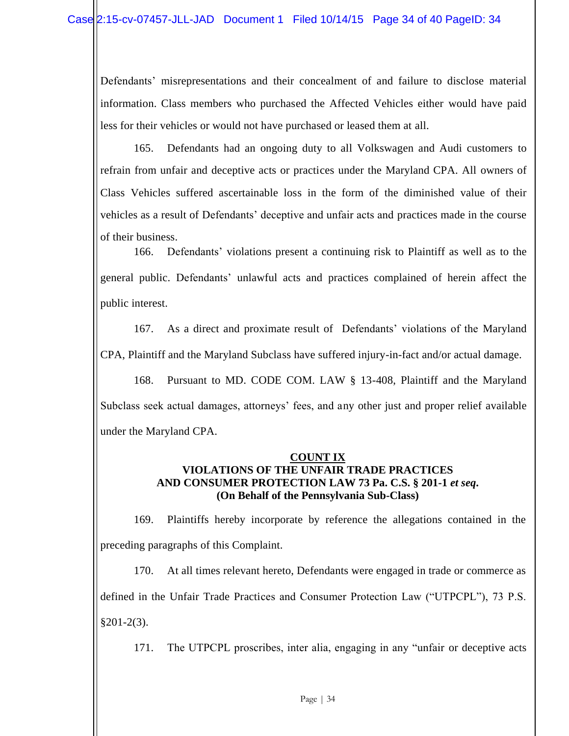Defendants' misrepresentations and their concealment of and failure to disclose material information. Class members who purchased the Affected Vehicles either would have paid less for their vehicles or would not have purchased or leased them at all.

165. Defendants had an ongoing duty to all Volkswagen and Audi customers to refrain from unfair and deceptive acts or practices under the Maryland CPA. All owners of Class Vehicles suffered ascertainable loss in the form of the diminished value of their vehicles as a result of Defendants' deceptive and unfair acts and practices made in the course of their business.

166. Defendants' violations present a continuing risk to Plaintiff as well as to the general public. Defendants' unlawful acts and practices complained of herein affect the public interest.

167. As a direct and proximate result of Defendants' violations of the Maryland CPA, Plaintiff and the Maryland Subclass have suffered injury-in-fact and/or actual damage.

168. Pursuant to MD. CODE COM. LAW § 13-408, Plaintiff and the Maryland Subclass seek actual damages, attorneys' fees, and any other just and proper relief available under the Maryland CPA.

**COUNT IX**
**VIOLATIONS OF THE UNFAIR TRADE PRACTICES AND CONSUMER PROTECTION LAW 73 Pa. C.S. § 201-1 *et seq*.**
**(On Behalf of the Pennsylvania Sub-Class)**

169. Plaintiffs hereby incorporate by reference the allegations contained in the preceding paragraphs of this Complaint.

170. At all times relevant hereto, Defendants were engaged in trade or commerce as defined in the Unfair Trade Practices and Consumer Protection Law ("UTPCPL"), 73 P.S. §201-2(3).

171. The UTPCPL proscribes, inter alia, engaging in any "unfair or deceptive acts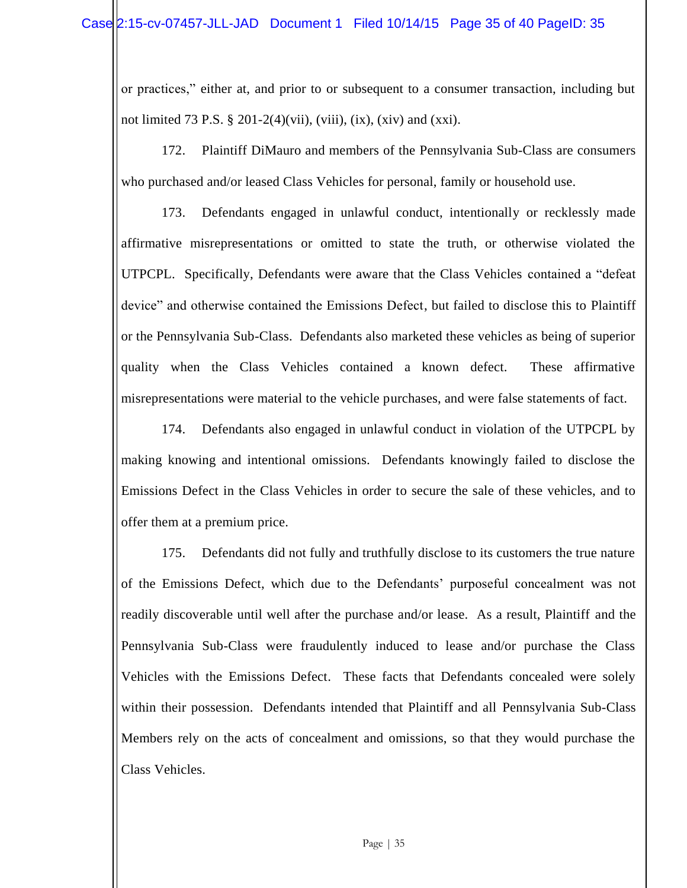or practices," either at, and prior to or subsequent to a consumer transaction, including but not limited 73 P.S. § 201-2(4)(vii), (viii), (ix), (xiv) and (xxi).

172. Plaintiff DiMauro and members of the Pennsylvania Sub-Class are consumers who purchased and/or leased Class Vehicles for personal, family or household use.

173. Defendants engaged in unlawful conduct, intentionally or recklessly made affirmative misrepresentations or omitted to state the truth, or otherwise violated the UTPCPL. Specifically, Defendants were aware that the Class Vehicles contained a "defeat device" and otherwise contained the Emissions Defect, but failed to disclose this to Plaintiff or the Pennsylvania Sub-Class. Defendants also marketed these vehicles as being of superior quality when the Class Vehicles contained a known defect. These affirmative misrepresentations were material to the vehicle purchases, and were false statements of fact.

174. Defendants also engaged in unlawful conduct in violation of the UTPCPL by making knowing and intentional omissions. Defendants knowingly failed to disclose the Emissions Defect in the Class Vehicles in order to secure the sale of these vehicles, and to offer them at a premium price.

175. Defendants did not fully and truthfully disclose to its customers the true nature of the Emissions Defect, which due to the Defendants' purposeful concealment was not readily discoverable until well after the purchase and/or lease. As a result, Plaintiff and the Pennsylvania Sub-Class were fraudulently induced to lease and/or purchase the Class Vehicles with the Emissions Defect. These facts that Defendants concealed were solely within their possession. Defendants intended that Plaintiff and all Pennsylvania Sub-Class Members rely on the acts of concealment and omissions, so that they would purchase the Class Vehicles.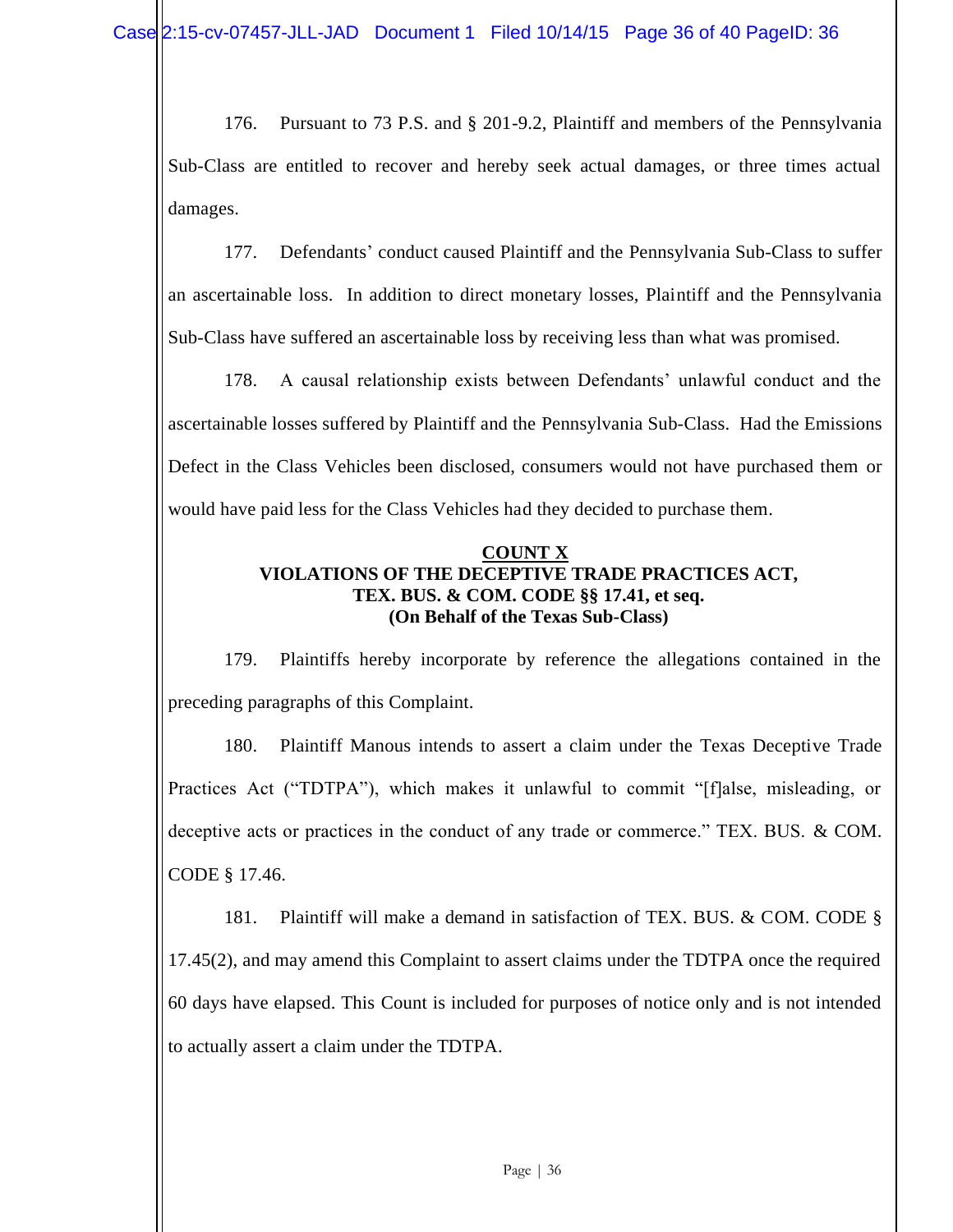176. Pursuant to 73 P.S. and § 201-9.2, Plaintiff and members of the Pennsylvania Sub-Class are entitled to recover and hereby seek actual damages, or three times actual damages.

177. Defendants' conduct caused Plaintiff and the Pennsylvania Sub-Class to suffer an ascertainable loss. In addition to direct monetary losses, Plaintiff and the Pennsylvania Sub-Class have suffered an ascertainable loss by receiving less than what was promised.

178. A causal relationship exists between Defendants' unlawful conduct and the ascertainable losses suffered by Plaintiff and the Pennsylvania Sub-Class. Had the Emissions Defect in the Class Vehicles been disclosed, consumers would not have purchased them or would have paid less for the Class Vehicles had they decided to purchase them.

**COUNT X**
**VIOLATIONS OF THE DECEPTIVE TRADE PRACTICES ACT,**
**TEX. BUS. & COM. CODE §§ 17.41, et seq.**
**(On Behalf of the Texas Sub-Class)**

179. Plaintiffs hereby incorporate by reference the allegations contained in the preceding paragraphs of this Complaint.

180. Plaintiff Manous intends to assert a claim under the Texas Deceptive Trade Practices Act ("TDTPA"), which makes it unlawful to commit "[f]alse, misleading, or deceptive acts or practices in the conduct of any trade or commerce." TEX. BUS. & COM. CODE § 17.46.

181. Plaintiff will make a demand in satisfaction of TEX. BUS. & COM. CODE § 17.45(2), and may amend this Complaint to assert claims under the TDTPA once the required 60 days have elapsed. This Count is included for purposes of notice only and is not intended to actually assert a claim under the TDTPA.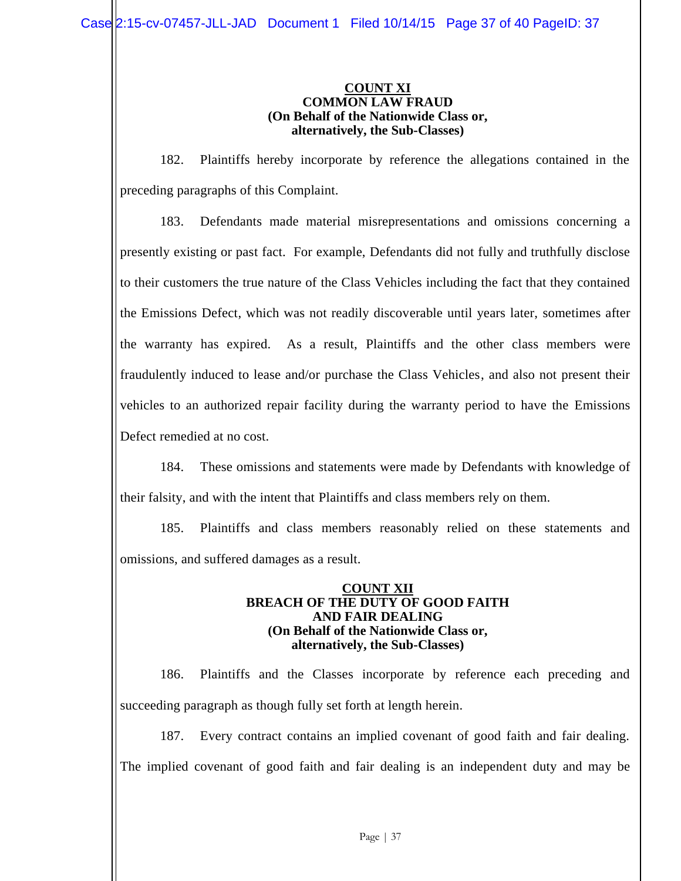**COUNT XI**
**COMMON LAW FRAUD**
**(On Behalf of the Nationwide Class or, alternatively, the Sub-Classes)**

182. Plaintiffs hereby incorporate by reference the allegations contained in the preceding paragraphs of this Complaint.

183. Defendants made material misrepresentations and omissions concerning a presently existing or past fact. For example, Defendants did not fully and truthfully disclose to their customers the true nature of the Class Vehicles including the fact that they contained the Emissions Defect, which was not readily discoverable until years later, sometimes after the warranty has expired. As a result, Plaintiffs and the other class members were fraudulently induced to lease and/or purchase the Class Vehicles, and also not present their vehicles to an authorized repair facility during the warranty period to have the Emissions Defect remedied at no cost.

184. These omissions and statements were made by Defendants with knowledge of their falsity, and with the intent that Plaintiffs and class members rely on them.

185. Plaintiffs and class members reasonably relied on these statements and omissions, and suffered damages as a result.

**COUNT XII**
**BREACH OF THE DUTY OF GOOD FAITH AND FAIR DEALING**
**(On Behalf of the Nationwide Class or, alternatively, the Sub-Classes)**

186. Plaintiffs and the Classes incorporate by reference each preceding and succeeding paragraph as though fully set forth at length herein.

187. Every contract contains an implied covenant of good faith and fair dealing. The implied covenant of good faith and fair dealing is an independent duty and may be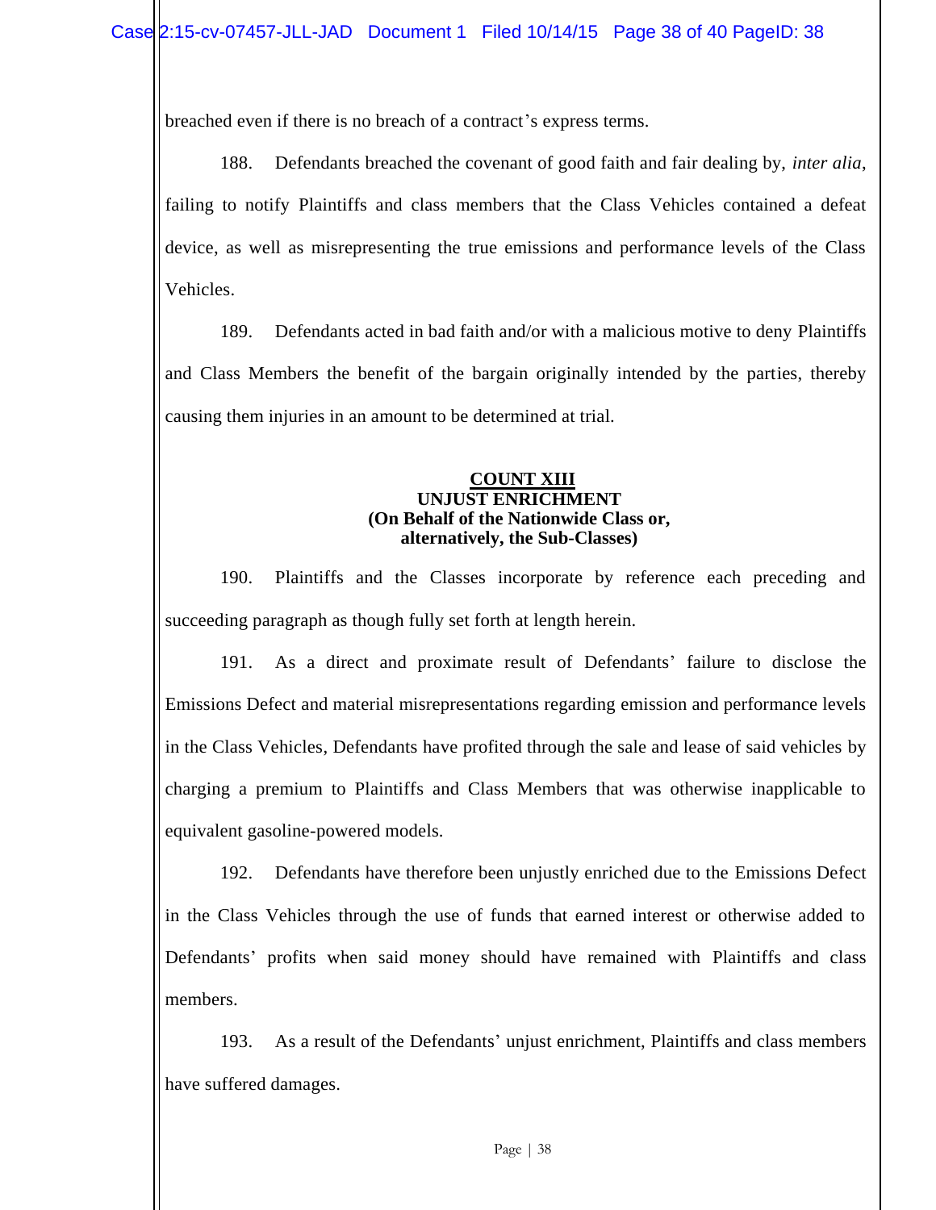breached even if there is no breach of a contract's express terms.

188. Defendants breached the covenant of good faith and fair dealing by, *inter alia*, failing to notify Plaintiffs and class members that the Class Vehicles contained a defeat device, as well as misrepresenting the true emissions and performance levels of the Class Vehicles.

189. Defendants acted in bad faith and/or with a malicious motive to deny Plaintiffs and Class Members the benefit of the bargain originally intended by the parties, thereby causing them injuries in an amount to be determined at trial.

**<u>COUNT XIII</u>**
**UNJUST ENRICHMENT**
**(On Behalf of the Nationwide Class or, alternatively, the Sub-Classes)**

190. Plaintiffs and the Classes incorporate by reference each preceding and succeeding paragraph as though fully set forth at length herein.

191. As a direct and proximate result of Defendants' failure to disclose the Emissions Defect and material misrepresentations regarding emission and performance levels in the Class Vehicles, Defendants have profited through the sale and lease of said vehicles by charging a premium to Plaintiffs and Class Members that was otherwise inapplicable to equivalent gasoline-powered models.

192. Defendants have therefore been unjustly enriched due to the Emissions Defect in the Class Vehicles through the use of funds that earned interest or otherwise added to Defendants' profits when said money should have remained with Plaintiffs and class members.

193. As a result of the Defendants' unjust enrichment, Plaintiffs and class members have suffered damages.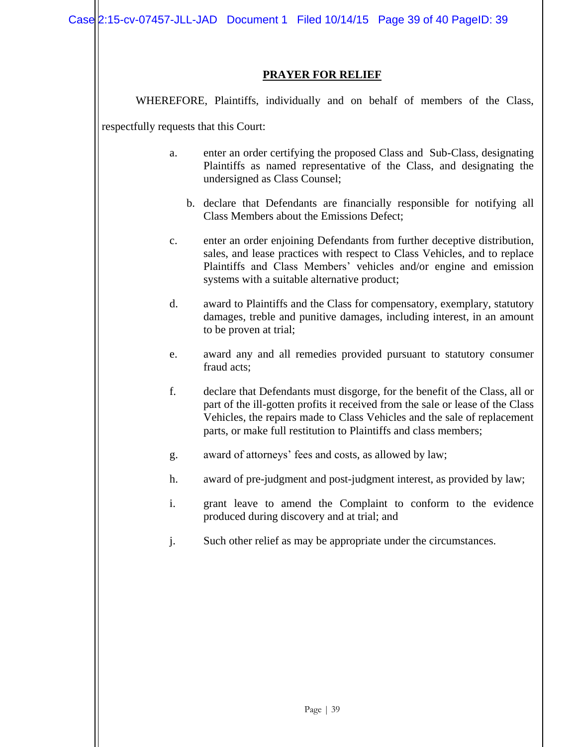## PRAYER FOR RELIEF

WHEREFORE, Plaintiffs, individually and on behalf of members of the Class, respectfully requests that this Court:

a. enter an order certifying the proposed Class and Sub-Class, designating Plaintiffs as named representative of the Class, and designating the undersigned as Class Counsel;

b. declare that Defendants are financially responsible for notifying all Class Members about the Emissions Defect;

c. enter an order enjoining Defendants from further deceptive distribution, sales, and lease practices with respect to Class Vehicles, and to replace Plaintiffs and Class Members' vehicles and/or engine and emission systems with a suitable alternative product;

d. award to Plaintiffs and the Class for compensatory, exemplary, statutory damages, treble and punitive damages, including interest, in an amount to be proven at trial;

e. award any and all remedies provided pursuant to statutory consumer fraud acts;

f. declare that Defendants must disgorge, for the benefit of the Class, all or part of the ill-gotten profits it received from the sale or lease of the Class Vehicles, the repairs made to Class Vehicles and the sale of replacement parts, or make full restitution to Plaintiffs and class members;

g. award of attorneys' fees and costs, as allowed by law;

h. award of pre-judgment and post-judgment interest, as provided by law;

i. grant leave to amend the Complaint to conform to the evidence produced during discovery and at trial; and

j. Such other relief as may be appropriate under the circumstances.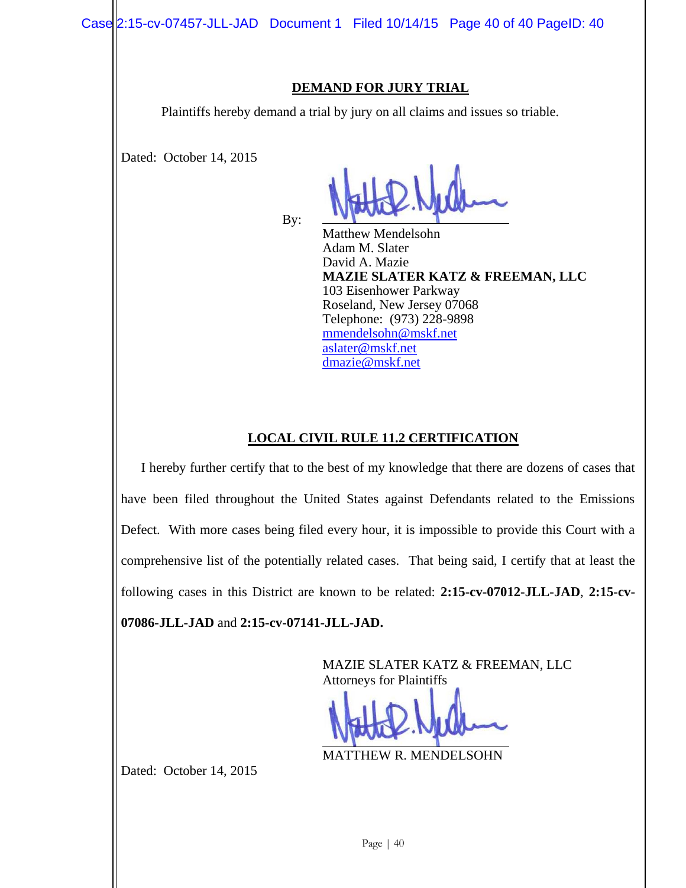## DEMAND FOR JURY TRIAL

Plaintiffs hereby demand a trial by jury on all claims and issues so triable.

Dated: October 14, 2015

By: ______________________

Matthew Mendelsohn
Adam M. Slater
David A. Mazie
**MAZIE SLATER KATZ & FREEMAN, LLC**
103 Eisenhower Parkway
Roseland, New Jersey 07068
Telephone: (973) 228-9898
mmendelsohn@mskf.net
aslater@mskf.net
dmazie@mskf.net

## LOCAL CIVIL RULE 11.2 CERTIFICATION

I hereby further certify that to the best of my knowledge that there are dozens of cases that have been filed throughout the United States against Defendants related to the Emissions Defect. With more cases being filed every hour, it is impossible to provide this Court with a comprehensive list of the potentially related cases. That being said, I certify that at least the following cases in this District are known to be related: **2:15-cv-07012-JLL-JAD**, **2:15-cv-07086-JLL-JAD** and **2:15-cv-07141-JLL-JAD.**

MAZIE SLATER KATZ & FREEMAN, LLC
Attorneys for Plaintiffs

______________________
MATTHEW R. MENDELSOHN

Dated: October 14, 2015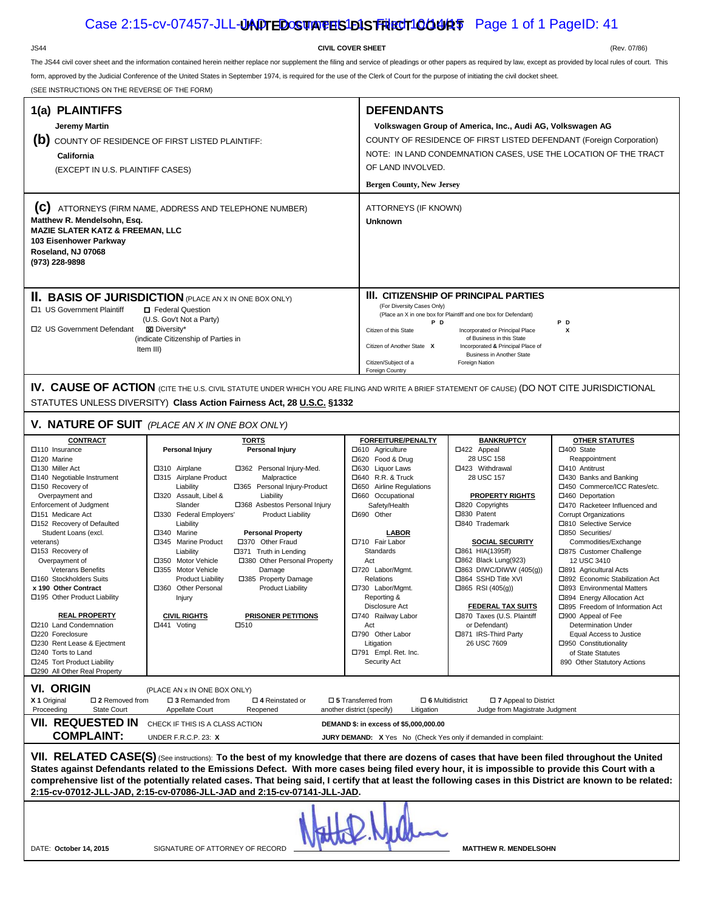JS44 **CIVIL COVER SHEET** (Rev. 07/86)

The JS44 civil cover sheet and the information contained herein neither replace nor supplement the filing and service of pleadings or other papers as required by law, except as provided by local rules of court. This form, approved by the Judicial Conference of the United States in September 1974, is required for the use of the Clerk of Court for the purpose of initiating the civil docket sheet.

(SEE INSTRUCTIONS ON THE REVERSE OF THE FORM)

## 1(a) PLAINTIFFS

**Jeremy Martin**

**(b)** COUNTY OF RESIDENCE OF FIRST LISTED PLAINTIFF:

**California**

(EXCEPT IN U.S. PLAINTIFF CASES)

## DEFENDANTS

**Volkswagen Group of America, Inc., Audi AG, Volkswagen AG**

COUNTY OF RESIDENCE OF FIRST LISTED DEFENDANT (Foreign Corporation)

NOTE: IN LAND CONDEMNATION CASES, USE THE LOCATION OF THE TRACT OF LAND INVOLVED.

**Bergen County, New Jersey**

**(c)** ATTORNEYS (FIRM NAME, ADDRESS AND TELEPHONE NUMBER)

**Matthew R. Mendelsohn, Esq.**
**MAZIE SLATER KATZ & FREEMAN, LLC**
**103 Eisenhower Parkway**
**Roseland, NJ 07068**
**(973) 228-9898**

ATTORNEYS (IF KNOWN)

**Unknown**

## II. BASIS OF JURISDICTION (PLACE AN X IN ONE BOX ONLY)

☐1 US Government Plaintiff ☐ Federal Question (U.S. Gov't Not a Party)

☐2 US Government Defendant ☒ Diversity* (indicate Citizenship of Parties in Item III)

## III. CITIZENSHIP OF PRINCIPAL PARTIES

(For Diversity Cases Only)
(Place an X in one box for Plaintiff and one box for Defendant)

| | P | D | | P | D |
|---|---|---|---|---|---|
| Citizen of this State | | | Incorporated or Principal Place of Business in this State | | X |
| Citizen of Another State | X | | Incorporated & Principal Place of Business in Another State | | |
| Citizen/Subject of a Foreign Country | | | Foreign Nation | | |

## IV. CAUSE OF ACTION

(CITE THE U.S. CIVIL STATUTE UNDER WHICH YOU ARE FILING AND WRITE A BRIEF STATEMENT OF CAUSE) (DO NOT CITE JURISDICTIONAL STATUTES UNLESS DIVERSITY) **Class Action Fairness Act, 28 U.S.C. §1332**

## V. NATURE OF SUIT (PLACE AN X IN ONE BOX ONLY)

**CONTRACT**
- ☐110 Insurance
- ☐120 Marine
- ☐130 Miller Act
- ☐140 Negotiable Instrument
- ☐150 Recovery of Overpayment and Enforcement of Judgment
- ☐151 Medicare Act
- ☐152 Recovery of Defaulted Student Loans (excl. veterans)
- ☐153 Recovery of Overpayment of Veterans Benefits
- ☐160 Stockholders Suits
- **x 190 Other Contract**
- ☐195 Other Product Liability

**REAL PROPERTY**
- ☐210 Land Condemnation
- ☐220 Foreclosure
- ☐230 Rent Lease & Ejectment
- ☐240 Torts to Land
- ☐245 Tort Product Liability
- ☐290 All Other Real Property

**TORTS**

Personal Injury
- ☐310 Airplane
- ☐315 Airplane Product Liability
- ☐320 Assault, Libel & Slander
- ☐330 Federal Employers' Liability
- ☐340 Marine
- ☐345 Marine Product Liability
- ☐350 Motor Vehicle
- ☐355 Motor Vehicle Product Liability
- ☐360 Other Personal Injury

Personal Injury
- ☐362 Personal Injury-Med. Malpractice
- ☐365 Personal Injury-Product Liability
- ☐368 Asbestos Personal Injury Product Liability

Personal Property
- ☐370 Other Fraud
- ☐371 Truth in Lending
- ☐380 Other Personal Property Damage
- ☐385 Property Damage Product Liability

**CIVIL RIGHTS**
- ☐441 Voting

**PRISONER PETITIONS**
- ☐510

**FORFEITURE/PENALTY**
- ☐610 Agriculture
- ☐620 Food & Drug
- ☐630 Liquor Laws
- ☐640 R.R. & Truck
- ☐650 Airline Regulations
- ☐660 Occupational Safety/Health
- ☐690 Other

**LABOR**
- ☐710 Fair Labor Standards Act
- ☐720 Labor/Mgmt. Relations
- ☐730 Labor/Mgmt. Reporting & Disclosure Act
- ☐740 Railway Labor Act
- ☐790 Other Labor Litigation
- ☐791 Empl. Ret. Inc. Security Act

**BANKRUPTCY**
- ☐422 Appeal 28 USC 158
- ☐423 Withdrawal 28 USC 157

**PROPERTY RIGHTS**
- ☐820 Copyrights
- ☐830 Patent
- ☐840 Trademark

**SOCIAL SECURITY**
- ☐861 HIA(1395ff)
- ☐862 Black Lung(923)
- ☐863 DIWC/DIWW (405(g))
- ☐864 SSHD Title XVI
- ☐865 RSI (405(g))

**FEDERAL TAX SUITS**
- ☐870 Taxes (U.S. Plaintiff or Defendant)
- ☐871 IRS-Third Party 26 USC 7609

**OTHER STATUTES**
- ☐400 State Reappointment
- ☐410 Antitrust
- ☐430 Banks and Banking
- ☐450 Commerce/ICC Rates/etc.
- ☐460 Deportation
- ☐470 Racketeer Influenced and Corrupt Organizations
- ☐810 Selective Service
- ☐850 Securities/ Commodities/Exchange
- ☐875 Customer Challenge 12 USC 3410
- ☐891 Agricultural Acts
- ☐892 Economic Stabilization Act
- ☐893 Environmental Matters
- ☐894 Energy Allocation Act
- ☐895 Freedom of Information Act
- ☐900 Appeal of Fee Determination Under Equal Access to Justice
- ☐950 Constitutionality of State Statutes
- 890 Other Statutory Actions

## VI. ORIGIN

(PLACE AN x IN ONE BOX ONLY)

**X 1** Original Proceeding ☐ **2** Removed from State Court ☐ **3** Remanded from Appellate Court ☐ **4** Reinstated or Reopened ☐ **5** Transferred from another district (specify) ☐ **6** Multidistrict Litigation ☐ **7** Appeal to District Judge from Magistrate Judgment

## VII. REQUESTED IN COMPLAINT:

CHECK IF THIS IS A CLASS ACTION UNDER F.R.C.P. 23: **X**

**DEMAND $: in excess of $5,000,000.00**

**JURY DEMAND: X** Yes No (Check Yes only if demanded in complaint:

## VII. RELATED CASE(S)

(See instructions): **To the best of my knowledge that there are dozens of cases that have been filed throughout the United States against Defendants related to the Emissions Defect. With more cases being filed every hour, it is impossible to provide this Court with a comprehensive list of the potentially related cases. That being said, I certify that at least the following cases in this District are known to be related: 2:15-cv-07012-JLL-JAD, 2:15-cv-07086-JLL-JAD and 2:15-cv-07141-JLL-JAD.**

DATE: **October 14, 2015** SIGNATURE OF ATTORNEY OF RECORD **MATTHEW R. MENDELSOHN**